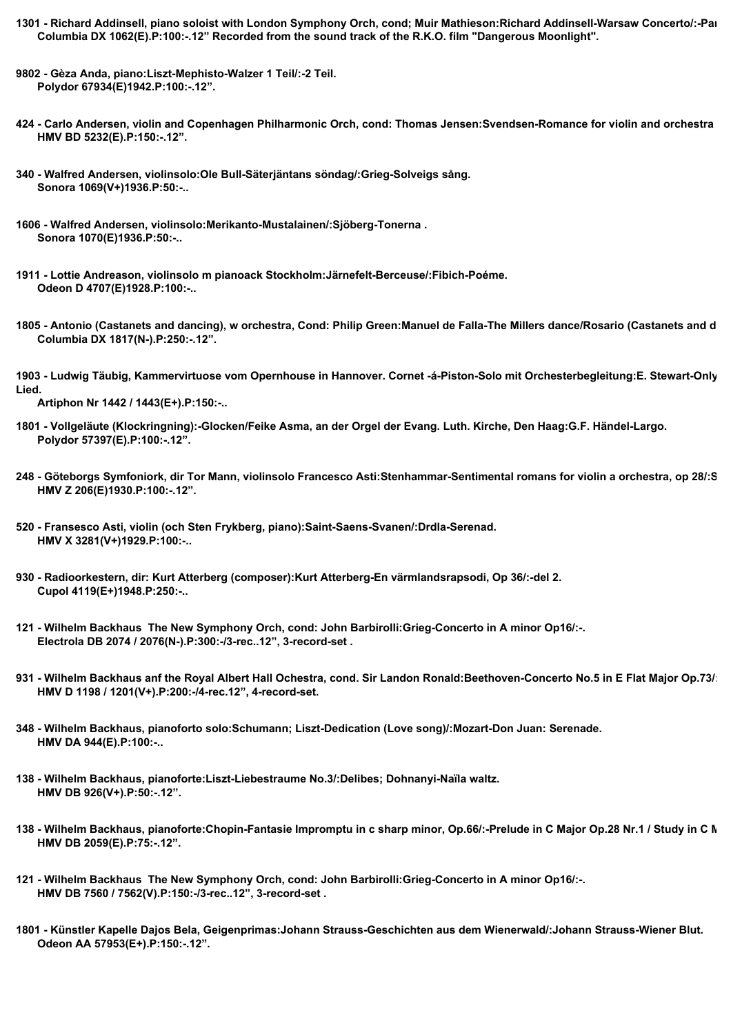**1301 - Richard Addinsell, piano soloist with London Symphony Orch, cond; Muir Mathieson:Richard Addinsell-Warsaw Concerto/:-Pa**
**Columbia DX 1062(E).P:100:-.12" Recorded from the sound track of the R.K.O. film "Dangerous Moonlight".**

**9802 - Gèza Anda, piano:Liszt-Mephisto-Walzer 1 Teil/:-2 Teil.**
**Polydor 67934(E)1942.P:100:-.12".**

**424 - Carlo Andersen, violin and Copenhagen Philharmonic Orch, cond: Thomas Jensen:Svendsen-Romance for violin and orchestra**
**HMV BD 5232(E).P:150:-.12".**

**340 - Walfred Andersen, violinsolo:Ole Bull-Säterjäntans söndag/:Grieg-Solveigs sång.**
**Sonora 1069(V+)1936.P:50:-..**

**1606 - Walfred Andersen, violinsolo:Merikanto-Mustalainen/:Sjöberg-Tonerna .**
**Sonora 1070(E)1936.P:50:-..**

**1911 - Lottie Andreason, violinsolo m pianoack Stockholm:Järnefelt-Berceuse/:Fibich-Poéme.**
**Odeon D 4707(E)1928.P:100:-..**

**1805 - Antonio (Castanets and dancing), w orchestra, Cond: Philip Green:Manuel de Falla-The Millers dance/Rosario (Castanets and d**
**Columbia DX 1817(N-).P:250:-.12".**

**1903 - Ludwig Täubig, Kammervirtuose vom Opernhouse in Hannover. Cornet -á-Piston-Solo mit Orchesterbegleitung:E. Stewart-Only Lied.**
**Artiphon Nr 1442 / 1443(E+).P:150:-..**

**1801 - Vollgeläute (Klockringning):-Glocken/Feike Asma, an der Orgel der Evang. Luth. Kirche, Den Haag:G.F. Händel-Largo.**
**Polydor 57397(E).P:100:-.12".**

**248 - Göteborgs Symfoniork, dir Tor Mann, violinsolo Francesco Asti:Stenhammar-Sentimental romans for violin a orchestra, op 28/:S**
**HMV Z 206(E)1930.P:100:-.12".**

**520 - Fransesco Asti, violin (och Sten Frykberg, piano):Saint-Saens-Svanen/:Drdla-Serenad.**
**HMV X 3281(V+)1929.P:100:-..**

**930 - Radioorkestern, dir: Kurt Atterberg (composer):Kurt Atterberg-En värmlandsrapsodi, Op 36/:-del 2.**
**Cupol 4119(E+)1948.P:250:-..**

**121 - Wilhelm Backhaus The New Symphony Orch, cond: John Barbirolli:Grieg-Concerto in A minor Op16/:-.**
**Electrola DB 2074 / 2076(N-).P:300:-/3-rec..12", 3-record-set .**

**931 - Wilhelm Backhaus anf the Royal Albert Hall Ochestra, cond. Sir Landon Ronald:Beethoven-Concerto No.5 in E Flat Major Op.73/**
**HMV D 1198 / 1201(V+).P:200:-/4-rec.12", 4-record-set.**

**348 - Wilhelm Backhaus, pianoforto solo:Schumann; Liszt-Dedication (Love song)/:Mozart-Don Juan: Serenade.**
**HMV DA 944(E).P:100:-..**

**138 - Wilhelm Backhaus, pianoforte:Liszt-Liebestraume No.3/:Delibes; Dohnanyi-Naïla waltz.**
**HMV DB 926(V+).P:50:-.12".**

**138 - Wilhelm Backhaus, pianoforte:Chopin-Fantasie Impromptu in c sharp minor, Op.66/:-Prelude in C Major Op.28 Nr.1 / Study in C M**
**HMV DB 2059(E).P:75:-.12".**

**121 - Wilhelm Backhaus The New Symphony Orch, cond: John Barbirolli:Grieg-Concerto in A minor Op16/:-.**
**HMV DB 7560 / 7562(V).P:150:-/3-rec..12", 3-record-set .**

**1801 - Künstler Kapelle Dajos Bela, Geigenprimas:Johann Strauss-Geschichten aus dem Wienerwald/:Johann Strauss-Wiener Blut.**
**Odeon AA 57953(E+).P:150:-.12".**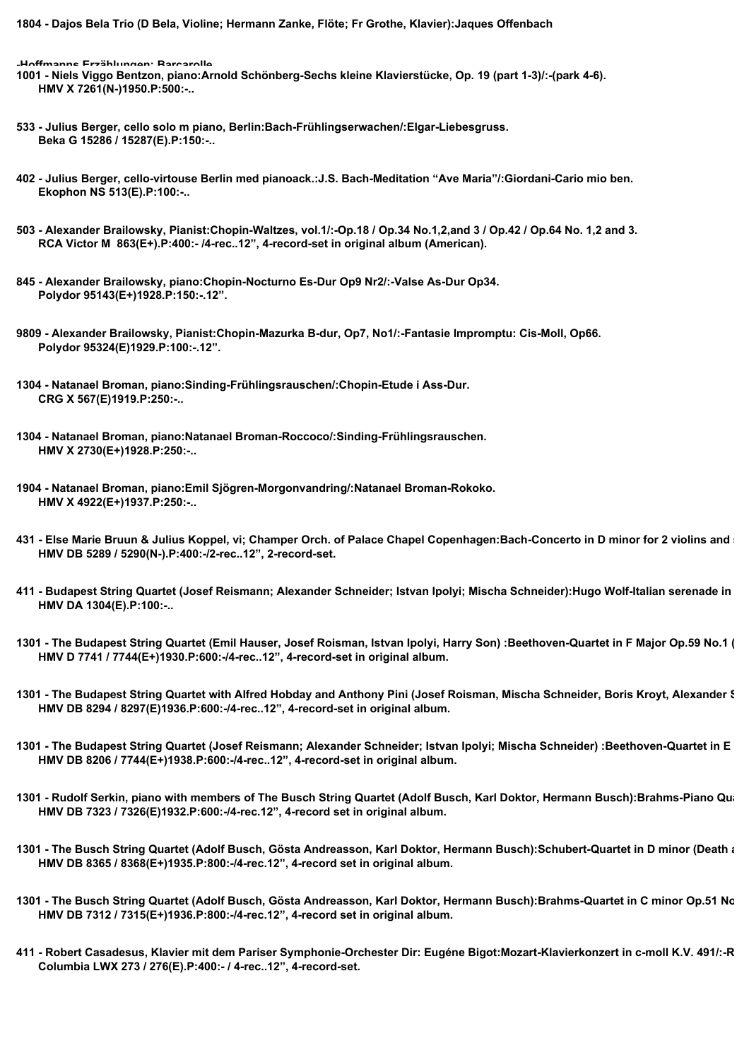**1804 - Dajos Bela Trio (D Bela, Violine; Hermann Zanke, Flöte; Fr Grothe, Klavier):Jaques Offenbach**

**-Hoffmanns Erzählungen: Barcarolle**

**1001 - Niels Viggo Bentzon, piano:Arnold Schönberg-Sechs kleine Klavierstücke, Op. 19 (part 1-3)/:-(park 4-6).**
**HMV X 7261(N-)1950.P:500:-..**

**533 - Julius Berger, cello solo m piano, Berlin:Bach-Frühlingserwachen/:Elgar-Liebesgruss.**
**Beka G 15286 / 15287(E).P:150:-..**

**402 - Julius Berger, cello-virtouse Berlin med pianoack.:J.S. Bach-Meditation "Ave Maria"/:Giordani-Cario mio ben.**
**Ekophon NS 513(E).P:100:-..**

**503 - Alexander Brailowsky, Pianist:Chopin-Waltzes, vol.1/:-Op.18 / Op.34 No.1,2,and 3 / Op.42 / Op.64 No. 1,2 and 3.**
**RCA Victor M 863(E+).P:400:- /4-rec..12", 4-record-set in original album (American).**

**845 - Alexander Brailowsky, piano:Chopin-Nocturno Es-Dur Op9 Nr2/:-Valse As-Dur Op34.**
**Polydor 95143(E+)1928.P:150:-.12".**

**9809 - Alexander Brailowsky, Pianist:Chopin-Mazurka B-dur, Op7, No1/:-Fantasie Impromptu: Cis-Moll, Op66.**
**Polydor 95324(E)1929.P:100:-.12".**

**1304 - Natanael Broman, piano:Sinding-Frühlingsrauschen/:Chopin-Etude i Ass-Dur.**
**CRG X 567(E)1919.P:250:-..**

**1304 - Natanael Broman, piano:Natanael Broman-Roccoco/:Sinding-Frühlingsrauschen.**
**HMV X 2730(E+)1928.P:250:-..**

**1904 - Natanael Broman, piano:Emil Sjögren-Morgonvandring/:Natanael Broman-Rokoko.**
**HMV X 4922(E+)1937.P:250:-..**

**431 - Else Marie Bruun & Julius Koppel, vi; Champer Orch. of Palace Chapel Copenhagen:Bach-Concerto in D minor for 2 violins and**
**HMV DB 5289 / 5290(N-).P:400:-/2-rec..12", 2-record-set.**

**411 - Budapest String Quartet (Josef Reismann; Alexander Schneider; Istvan Ipolyi; Mischa Schneider):Hugo Wolf-Italian serenade in**
**HMV DA 1304(E).P:100:-..**

**1301 - The Budapest String Quartet (Emil Hauser, Josef Roisman, Istvan Ipolyi, Harry Son) :Beethoven-Quartet in F Major Op.59 No.1 (**
**HMV D 7741 / 7744(E+)1930.P:600:-/4-rec..12", 4-record-set in original album.**

**1301 - The Budapest String Quartet with Alfred Hobday and Anthony Pini (Josef Roisman, Mischa Schneider, Boris Kroyt, Alexander S**
**HMV DB 8294 / 8297(E)1936.P:600:-/4-rec..12", 4-record-set in original album.**

**1301 - The Budapest String Quartet (Josef Reismann; Alexander Schneider; Istvan Ipolyi; Mischa Schneider) :Beethoven-Quartet in E**
**HMV DB 8206 / 7744(E+)1938.P:600:-/4-rec..12", 4-record-set in original album.**

**1301 - Rudolf Serkin, piano with members of The Busch String Quartet (Adolf Busch, Karl Doktor, Hermann Busch):Brahms-Piano Qu**
**HMV DB 7323 / 7326(E)1932.P:600:-/4-rec.12", 4-record set in original album.**

**1301 - The Busch String Quartet (Adolf Busch, Gösta Andreasson, Karl Doktor, Hermann Busch):Schubert-Quartet in D minor (Death a**
**HMV DB 8365 / 8368(E+)1935.P:800:-/4-rec.12", 4-record set in original album.**

**1301 - The Busch String Quartet (Adolf Busch, Gösta Andreasson, Karl Doktor, Hermann Busch):Brahms-Quartet in C minor Op.51 No**
**HMV DB 7312 / 7315(E+)1936.P:800:-/4-rec.12", 4-record set in original album.**

**411 - Robert Casadesus, Klavier mit dem Pariser Symphonie-Orchester Dir: Eugéne Bigot:Mozart-Klavierkonzert in c-moll K.V. 491/:-R**
**Columbia LWX 273 / 276(E).P:400:- / 4-rec..12", 4-record-set.**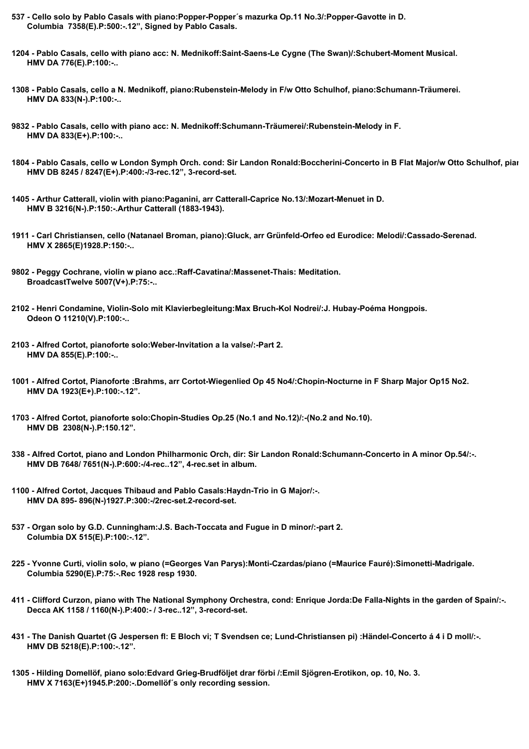**537 - Cello solo by Pablo Casals with piano:Popper-Popper´s mazurka Op.11 No.3/:Popper-Gavotte in D.**
**Columbia 7358(E).P:500:-.12", Signed by Pablo Casals.**

**1204 - Pablo Casals, cello with piano acc: N. Mednikoff:Saint-Saens-Le Cygne (The Swan)/:Schubert-Moment Musical.**
**HMV DA 776(E).P:100:-..**

**1308 - Pablo Casals, cello a N. Mednikoff, piano:Rubenstein-Melody in F/w Otto Schulhof, piano:Schumann-Träumerei.**
**HMV DA 833(N-).P:100:-..**

**9832 - Pablo Casals, cello with piano acc: N. Mednikoff:Schumann-Träumerei/:Rubenstein-Melody in F.**
**HMV DA 833(E+).P:100:-..**

**1804 - Pablo Casals, cello w London Symph Orch. cond: Sir Landon Ronald:Boccherini-Concerto in B Flat Major/w Otto Schulhof, pia**
**HMV DB 8245 / 8247(E+).P:400:-/3-rec.12", 3-record-set.**

**1405 - Arthur Catterall, violin with piano:Paganini, arr Catterall-Caprice No.13/:Mozart-Menuet in D.**
**HMV B 3216(N-).P:150:-.Arthur Catterall (1883-1943).**

**1911 - Carl Christiansen, cello (Natanael Broman, piano):Gluck, arr Grünfeld-Orfeo ed Eurodice: Melodi/:Cassado-Serenad.**
**HMV X 2865(E)1928.P:150:-..**

**9802 - Peggy Cochrane, violin w piano acc.:Raff-Cavatina/:Massenet-Thais: Meditation.**
**BroadcastTwelve 5007(V+).P:75:-..**

**2102 - Henri Condamine, Violin-Solo mit Klavierbegleitung:Max Bruch-Kol Nodrei/:J. Hubay-Poéma Hongpois.**
**Odeon O 11210(V).P:100:-..**

**2103 - Alfred Cortot, pianoforte solo:Weber-Invitation a la valse/:-Part 2.**
**HMV DA 855(E).P:100:-..**

**1001 - Alfred Cortot, Pianoforte :Brahms, arr Cortot-Wiegenlied Op 45 No4/:Chopin-Nocturne in F Sharp Major Op15 No2.**
**HMV DA 1923(E+).P:100:-.12".**

**1703 - Alfred Cortot, pianoforte solo:Chopin-Studies Op.25 (No.1 and No.12)/:-(No.2 and No.10).**
**HMV DB 2308(N-).P:150.12".**

**338 - Alfred Cortot, piano and London Philharmonic Orch, dir: Sir Landon Ronald:Schumann-Concerto in A minor Op.54/:-.**
**HMV DB 7648/ 7651(N-).P:600:-/4-rec..12", 4-rec.set in album.**

**1100 - Alfred Cortot, Jacques Thibaud and Pablo Casals:Haydn-Trio in G Major/:-.**
**HMV DA 895- 896(N-)1927.P:300:-/2rec-set.2-record-set.**

**537 - Organ solo by G.D. Cunningham:J.S. Bach-Toccata and Fugue in D minor/:-part 2.**
**Columbia DX 515(E).P:100:-.12".**

**225 - Yvonne Curti, violin solo, w piano (=Georges Van Parys):Monti-Czardas/piano (=Maurice Fauré):Simonetti-Madrigale.**
**Columbia 5290(E).P:75:-.Rec 1928 resp 1930.**

**411 - Clifford Curzon, piano with The National Symphony Orchestra, cond: Enrique Jorda:De Falla-Nights in the garden of Spain/:-.**
**Decca AK 1158 / 1160(N-).P:400:- / 3-rec..12", 3-record-set.**

**431 - The Danish Quartet (G Jespersen fl: E Bloch vi; T Svendsen ce; Lund-Christiansen pi) :Händel-Concerto á 4 i D moll/:-.**
**HMV DB 5218(E).P:100:-.12".**

**1305 - Hilding Domellöf, piano solo:Edvard Grieg-Brudföljet drar förbi /:Emil Sjögren-Erotikon, op. 10, No. 3.**
**HMV X 7163(E+)1945.P:200:-.Domellöf´s only recording session.**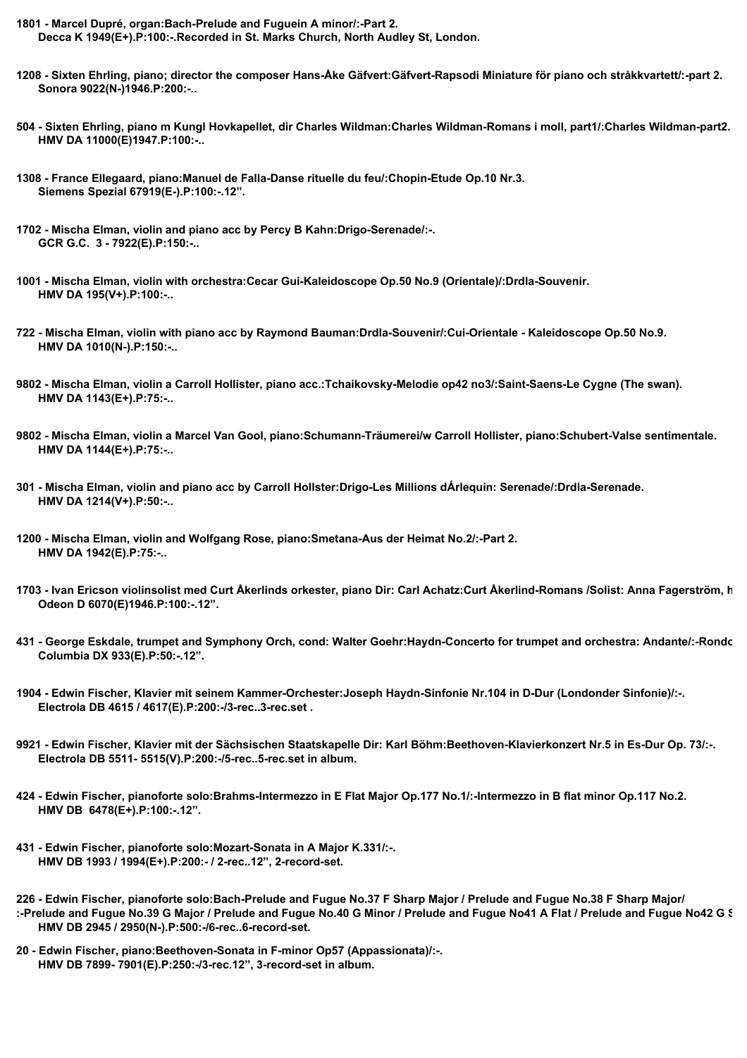**1801 - Marcel Dupré, organ:Bach-Prelude and Fuguein A minor/:-Part 2.**
**Decca K 1949(E+).P:100:-.Recorded in St. Marks Church, North Audley St, London.**

**1208 - Sixten Ehrling, piano; director the composer Hans-Åke Gäfvert:Gäfvert-Rapsodi Miniature för piano och stråkkvartett/:-part 2.**
**Sonora 9022(N-)1946.P:200:-..**

**504 - Sixten Ehrling, piano m Kungl Hovkapellet, dir Charles Wildman:Charles Wildman-Romans i moll, part1/:Charles Wildman-part2.**
**HMV DA 11000(E)1947.P:100:-..**

**1308 - France Ellegaard, piano:Manuel de Falla-Danse rituelle du feu/:Chopin-Etude Op.10 Nr.3.**
**Siemens Spezial 67919(E-).P:100:-.12".**

**1702 - Mischa Elman, violin and piano acc by Percy B Kahn:Drigo-Serenade/:-.**
**GCR G.C. 3 - 7922(E).P:150:-..**

**1001 - Mischa Elman, violin with orchestra:Cecar Gui-Kaleidoscope Op.50 No.9 (Orientale)/:Drdla-Souvenir.**
**HMV DA 195(V+).P:100:-..**

**722 - Mischa Elman, violin with piano acc by Raymond Bauman:Drdla-Souvenir/:Cui-Orientale - Kaleidoscope Op.50 No.9.**
**HMV DA 1010(N-).P:150:-..**

**9802 - Mischa Elman, violin a Carroll Hollister, piano acc.:Tchaikovsky-Melodie op42 no3/:Saint-Saens-Le Cygne (The swan).**
**HMV DA 1143(E+).P:75:-..**

**9802 - Mischa Elman, violin a Marcel Van Gool, piano:Schumann-Träumerei/w Carroll Hollister, piano:Schubert-Valse sentimentale.**
**HMV DA 1144(E+).P:75:-..**

**301 - Mischa Elman, violin and piano acc by Carroll Hollster:Drigo-Les Millions dÁrlequin: Serenade/:Drdla-Serenade.**
**HMV DA 1214(V+).P:50:-..**

**1200 - Mischa Elman, violin and Wolfgang Rose, piano:Smetana-Aus der Heimat No.2/:-Part 2.**
**HMV DA 1942(E).P:75:-..**

**1703 - Ivan Ericson violinsolist med Curt Åkerlinds orkester, piano Dir: Carl Achatz:Curt Åkerlind-Romans /Solist: Anna Fagerström, h**
**Odeon D 6070(E)1946.P:100:-.12".**

**431 - George Eskdale, trumpet and Symphony Orch, cond: Walter Goehr:Haydn-Concerto for trumpet and orchestra: Andante/:-Rondo**
**Columbia DX 933(E).P:50:-.12".**

**1904 - Edwin Fischer, Klavier mit seinem Kammer-Orchester:Joseph Haydn-Sinfonie Nr.104 in D-Dur (Londonder Sinfonie)/:-.**
**Electrola DB 4615 / 4617(E).P:200:-/3-rec..3-rec.set .**

**9921 - Edwin Fischer, Klavier mit der Sächsischen Staatskapelle Dir: Karl Böhm:Beethoven-Klavierkonzert Nr.5 in Es-Dur Op. 73/:-.**
**Electrola DB 5511- 5515(V).P:200:-/5-rec..5-rec.set in album.**

**424 - Edwin Fischer, pianoforte solo:Brahms-Intermezzo in E Flat Major Op.177 No.1/:-Intermezzo in B flat minor Op.117 No.2.**
**HMV DB 6478(E+).P:100:-.12".**

**431 - Edwin Fischer, pianoforte solo:Mozart-Sonata in A Major K.331/:-.**
**HMV DB 1993 / 1994(E+).P:200:- / 2-rec..12", 2-record-set.**

**226 - Edwin Fischer, pianoforte solo:Bach-Prelude and Fugue No.37 F Sharp Major / Prelude and Fugue No.38 F Sharp Major/**
**:-Prelude and Fugue No.39 G Major / Prelude and Fugue No.40 G Minor / Prelude and Fugue No41 A Flat / Prelude and Fugue No42 G S**
**HMV DB 2945 / 2950(N-).P:500:-/6-rec..6-record-set.**

**20 - Edwin Fischer, piano:Beethoven-Sonata in F-minor Op57 (Appassionata)/:-.**
**HMV DB 7899- 7901(E).P:250:-/3-rec.12", 3-record-set in album.**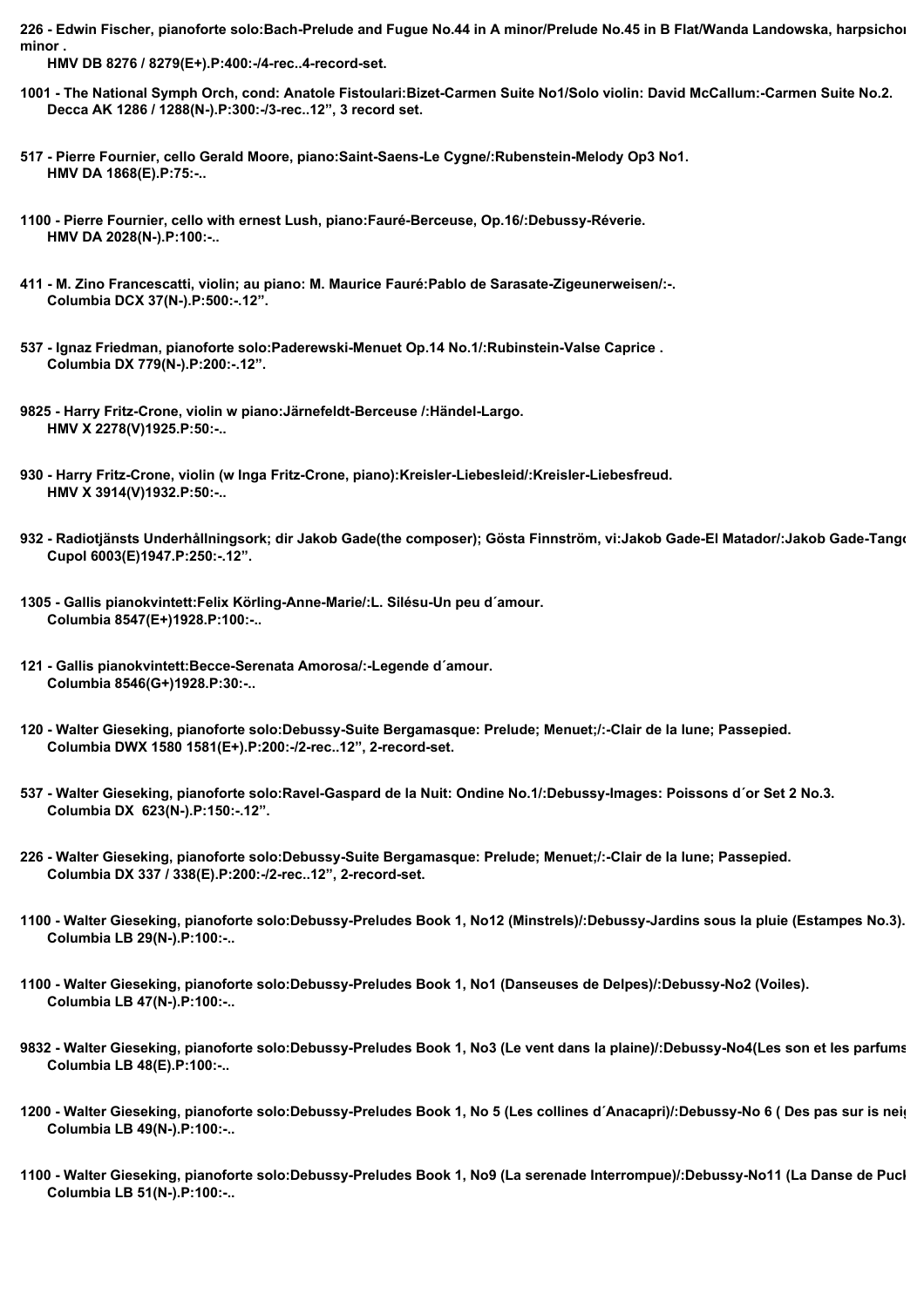**226 - Edwin Fischer, pianoforte solo:Bach-Prelude and Fugue No.44 in A minor/Prelude No.45 in B Flat/Wanda Landowska, harpsichor minor .**
**HMV DB 8276 / 8279(E+).P:400:-/4-rec..4-record-set.**

**1001 - The National Symph Orch, cond: Anatole Fistoulari:Bizet-Carmen Suite No1/Solo violin: David McCallum:-Carmen Suite No.2.**
**Decca AK 1286 / 1288(N-).P:300:-/3-rec..12", 3 record set.**

**517 - Pierre Fournier, cello Gerald Moore, piano:Saint-Saens-Le Cygne/:Rubenstein-Melody Op3 No1.**
**HMV DA 1868(E).P:75:-..**

**1100 - Pierre Fournier, cello with ernest Lush, piano:Fauré-Berceuse, Op.16/:Debussy-Réverie.**
**HMV DA 2028(N-).P:100:-..**

**411 - M. Zino Francescatti, violin; au piano: M. Maurice Fauré:Pablo de Sarasate-Zigeunerweisen/:-.**
**Columbia DCX 37(N-).P:500:-.12".**

**537 - Ignaz Friedman, pianoforte solo:Paderewski-Menuet Op.14 No.1/:Rubinstein-Valse Caprice .**
**Columbia DX 779(N-).P:200:-.12".**

**9825 - Harry Fritz-Crone, violin w piano:Järnefeldt-Berceuse /:Händel-Largo.**
**HMV X 2278(V)1925.P:50:-..**

**930 - Harry Fritz-Crone, violin (w Inga Fritz-Crone, piano):Kreisler-Liebesleid/:Kreisler-Liebesfreud.**
**HMV X 3914(V)1932.P:50:-..**

**932 - Radiotjänsts Underhållningsork; dir Jakob Gade(the composer); Gösta Finnström, vi:Jakob Gade-El Matador/:Jakob Gade-Tango**
**Cupol 6003(E)1947.P:250:-.12".**

**1305 - Gallis pianokvintett:Felix Körling-Anne-Marie/:L. Silésu-Un peu d´amour.**
**Columbia 8547(E+)1928.P:100:-..**

**121 - Gallis pianokvintett:Becce-Serenata Amorosa/:-Legende d´amour.**
**Columbia 8546(G+)1928.P:30:-..**

**120 - Walter Gieseking, pianoforte solo:Debussy-Suite Bergamasque: Prelude; Menuet;/:-Clair de la lune; Passepied.**
**Columbia DWX 1580 1581(E+).P:200:-/2-rec..12", 2-record-set.**

**537 - Walter Gieseking, pianoforte solo:Ravel-Gaspard de la Nuit: Ondine No.1/:Debussy-Images: Poissons d´or Set 2 No.3.**
**Columbia DX 623(N-).P:150:-.12".**

**226 - Walter Gieseking, pianoforte solo:Debussy-Suite Bergamasque: Prelude; Menuet;/:-Clair de la lune; Passepied.**
**Columbia DX 337 / 338(E).P:200:-/2-rec..12", 2-record-set.**

**1100 - Walter Gieseking, pianoforte solo:Debussy-Preludes Book 1, No12 (Minstrels)/:Debussy-Jardins sous la pluie (Estampes No.3).**
**Columbia LB 29(N-).P:100:-..**

**1100 - Walter Gieseking, pianoforte solo:Debussy-Preludes Book 1, No1 (Danseuses de Delpes)/:Debussy-No2 (Voiles).**
**Columbia LB 47(N-).P:100:-..**

**9832 - Walter Gieseking, pianoforte solo:Debussy-Preludes Book 1, No3 (Le vent dans la plaine)/:Debussy-No4(Les son et les parfums**
**Columbia LB 48(E).P:100:-..**

**1200 - Walter Gieseking, pianoforte solo:Debussy-Preludes Book 1, No 5 (Les collines d´Anacapri)/:Debussy-No 6 ( Des pas sur is neig**
**Columbia LB 49(N-).P:100:-..**

**1100 - Walter Gieseking, pianoforte solo:Debussy-Preludes Book 1, No9 (La serenade Interrompue)/:Debussy-No11 (La Danse de Puck**
**Columbia LB 51(N-).P:100:-..**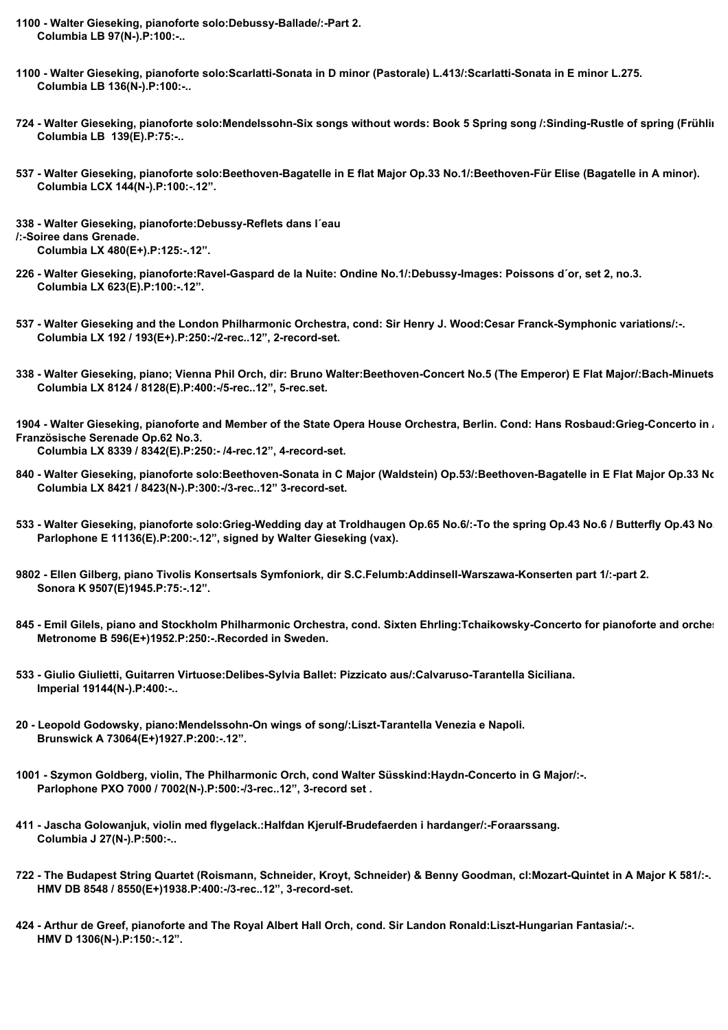**1100 - Walter Gieseking, pianoforte solo:Debussy-Ballade/:-Part 2.**
**Columbia LB 97(N-).P:100:-..**

**1100 - Walter Gieseking, pianoforte solo:Scarlatti-Sonata in D minor (Pastorale) L.413/:Scarlatti-Sonata in E minor L.275.**
**Columbia LB 136(N-).P:100:-..**

**724 - Walter Gieseking, pianoforte solo:Mendelssohn-Six songs without words: Book 5 Spring song /:Sinding-Rustle of spring (Frühli**
**Columbia LB 139(E).P:75:-..**

**537 - Walter Gieseking, pianoforte solo:Beethoven-Bagatelle in E flat Major Op.33 No.1/:Beethoven-Für Elise (Bagatelle in A minor).**
**Columbia LCX 144(N-).P:100:-.12".**

**338 - Walter Gieseking, pianoforte:Debussy-Reflets dans l´eau**
**/:-Soiree dans Grenade.**
**Columbia LX 480(E+).P:125:-.12".**

**226 - Walter Gieseking, pianoforte:Ravel-Gaspard de la Nuite: Ondine No.1/:Debussy-Images: Poissons d´or, set 2, no.3.**
**Columbia LX 623(E).P:100:-.12".**

**537 - Walter Gieseking and the London Philharmonic Orchestra, cond: Sir Henry J. Wood:Cesar Franck-Symphonic variations/:-.**
**Columbia LX 192 / 193(E+).P:250:-/2-rec..12", 2-record-set.**

**338 - Walter Gieseking, piano; Vienna Phil Orch, dir: Bruno Walter:Beethoven-Concert No.5 (The Emperor) E Flat Major/:Bach-Minuets**
**Columbia LX 8124 / 8128(E).P:400:-/5-rec..12", 5-rec.set.**

**1904 - Walter Gieseking, pianoforte and Member of the State Opera House Orchestra, Berlin. Cond: Hans Rosbaud:Grieg-Concerto in**
**Französische Serenade Op.62 No.3.**
**Columbia LX 8339 / 8342(E).P:250:- /4-rec.12", 4-record-set.**

**840 - Walter Gieseking, pianoforte solo:Beethoven-Sonata in C Major (Waldstein) Op.53/:Beethoven-Bagatelle in E Flat Major Op.33 No**
**Columbia LX 8421 / 8423(N-).P:300:-/3-rec..12" 3-record-set.**

**533 - Walter Gieseking, pianoforte solo:Grieg-Wedding day at Troldhaugen Op.65 No.6/:-To the spring Op.43 No.6 / Butterfly Op.43 No**
**Parlophone E 11136(E).P:200:-.12", signed by Walter Gieseking (vax).**

**9802 - Ellen Gilberg, piano Tivolis Konsertsals Symfoniork, dir S.C.Felumb:Addinsell-Warszawa-Konserten part 1/:-part 2.**
**Sonora K 9507(E)1945.P:75:-.12".**

**845 - Emil Gilels, piano and Stockholm Philharmonic Orchestra, cond. Sixten Ehrling:Tchaikowsky-Concerto for pianoforte and orche**
**Metronome B 596(E+)1952.P:250:-.Recorded in Sweden.**

**533 - Giulio Giulietti, Guitarren Virtuose:Delibes-Sylvia Ballet: Pizzicato aus/:Calvaruso-Tarantella Siciliana.**
**Imperial 19144(N-).P:400:-..**

**20 - Leopold Godowsky, piano:Mendelssohn-On wings of song/:Liszt-Tarantella Venezia e Napoli.**
**Brunswick A 73064(E+)1927.P:200:-.12".**

**1001 - Szymon Goldberg, violin, The Philharmonic Orch, cond Walter Süsskind:Haydn-Concerto in G Major/:-.**
**Parlophone PXO 7000 / 7002(N-).P:500:-/3-rec..12", 3-record set .**

**411 - Jascha Golowanjuk, violin med flygelack.:Halfdan Kjerulf-Brudefaerden i hardanger/:-Foraarssang.**
**Columbia J 27(N-).P:500:-..**

**722 - The Budapest String Quartet (Roismann, Schneider, Kroyt, Schneider) & Benny Goodman, cl:Mozart-Quintet in A Major K 581/:-.**
**HMV DB 8548 / 8550(E+)1938.P:400:-/3-rec..12", 3-record-set.**

**424 - Arthur de Greef, pianoforte and The Royal Albert Hall Orch, cond. Sir Landon Ronald:Liszt-Hungarian Fantasia/:-.**
**HMV D 1306(N-).P:150:-.12".**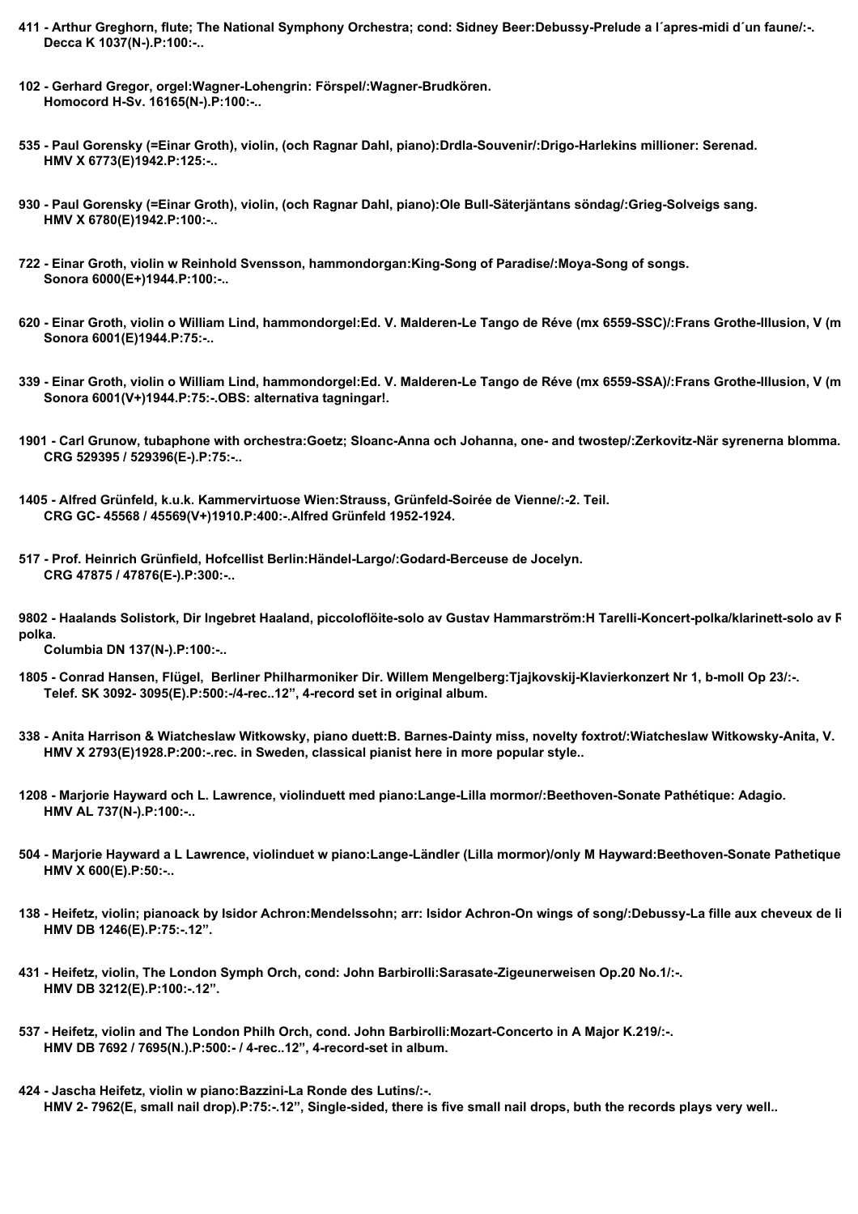**411 - Arthur Greghorn, flute; The National Symphony Orchestra; cond: Sidney Beer:Debussy-Prelude a l´apres-midi d´un faune/:-.**
**Decca K 1037(N-).P:100:-..**

**102 - Gerhard Gregor, orgel:Wagner-Lohengrin: Förspel/:Wagner-Brudkören.**
**Homocord H-Sv. 16165(N-).P:100:-..**

**535 - Paul Gorensky (=Einar Groth), violin, (och Ragnar Dahl, piano):Drdla-Souvenir/:Drigo-Harlekins millioner: Serenad.**
**HMV X 6773(E)1942.P:125:-..**

**930 - Paul Gorensky (=Einar Groth), violin, (och Ragnar Dahl, piano):Ole Bull-Säterjäntans söndag/:Grieg-Solveigs sang.**
**HMV X 6780(E)1942.P:100:-..**

**722 - Einar Groth, violin w Reinhold Svensson, hammondorgan:King-Song of Paradise/:Moya-Song of songs.**
**Sonora 6000(E+)1944.P:100:-..**

**620 - Einar Groth, violin o William Lind, hammondorgel:Ed. V. Malderen-Le Tango de Réve (mx 6559-SSC)/:Frans Grothe-Illusion, V (m**
**Sonora 6001(E)1944.P:75:-..**

**339 - Einar Groth, violin o William Lind, hammondorgel:Ed. V. Malderen-Le Tango de Réve (mx 6559-SSA)/:Frans Grothe-Illusion, V (m**
**Sonora 6001(V+)1944.P:75:-.OBS: alternativa tagningar!.**

**1901 - Carl Grunow, tubaphone with orchestra:Goetz; Sloanc-Anna och Johanna, one- and twostep/:Zerkovitz-När syrenerna blomma.**
**CRG 529395 / 529396(E-).P:75:-..**

**1405 - Alfred Grünfeld, k.u.k. Kammervirtuose Wien:Strauss, Grünfeld-Soirée de Vienne/:-2. Teil.**
**CRG GC- 45568 / 45569(V+)1910.P:400:-.Alfred Grünfeld 1952-1924.**

**517 - Prof. Heinrich Grünfield, Hofcellist Berlin:Händel-Largo/:Godard-Berceuse de Jocelyn.**
**CRG 47875 / 47876(E-).P:300:-..**

**9802 - Haalands Solistork, Dir Ingebret Haaland, piccoloflöite-solo av Gustav Hammarström:H Tarelli-Koncert-polka/klarinett-solo av R polka.**
**Columbia DN 137(N-).P:100:-..**

**1805 - Conrad Hansen, Flügel, Berliner Philharmoniker Dir. Willem Mengelberg:Tjajkovskij-Klavierkonzert Nr 1, b-moll Op 23/:-.**
**Telef. SK 3092- 3095(E).P:500:-/4-rec..12", 4-record set in original album.**

**338 - Anita Harrison & Wiatcheslaw Witkowsky, piano duett:B. Barnes-Dainty miss, novelty foxtrot/:Wiatcheslaw Witkowsky-Anita, V.**
**HMV X 2793(E)1928.P:200:-.rec. in Sweden, classical pianist here in more popular style..**

**1208 - Marjorie Hayward och L. Lawrence, violinduett med piano:Lange-Lilla mormor/:Beethoven-Sonate Pathétique: Adagio.**
**HMV AL 737(N-).P:100:-..**

**504 - Marjorie Hayward a L Lawrence, violinduet w piano:Lange-Ländler (Lilla mormor)/only M Hayward:Beethoven-Sonate Pathetique**
**HMV X 600(E).P:50:-..**

**138 - Heifetz, violin; pianoack by Isidor Achron:Mendelssohn; arr: Isidor Achron-On wings of song/:Debussy-La fille aux cheveux de li**
**HMV DB 1246(E).P:75:-.12".**

**431 - Heifetz, violin, The London Symph Orch, cond: John Barbirolli:Sarasate-Zigeunerweisen Op.20 No.1/:-.**
**HMV DB 3212(E).P:100:-.12".**

**537 - Heifetz, violin and The London Philh Orch, cond. John Barbirolli:Mozart-Concerto in A Major K.219/:-.**
**HMV DB 7692 / 7695(N.).P:500:- / 4-rec..12", 4-record-set in album.**

**424 - Jascha Heifetz, violin w piano:Bazzini-La Ronde des Lutins/:-.**
**HMV 2- 7962(E, small nail drop).P:75:-.12", Single-sided, there is five small nail drops, buth the records plays very well..**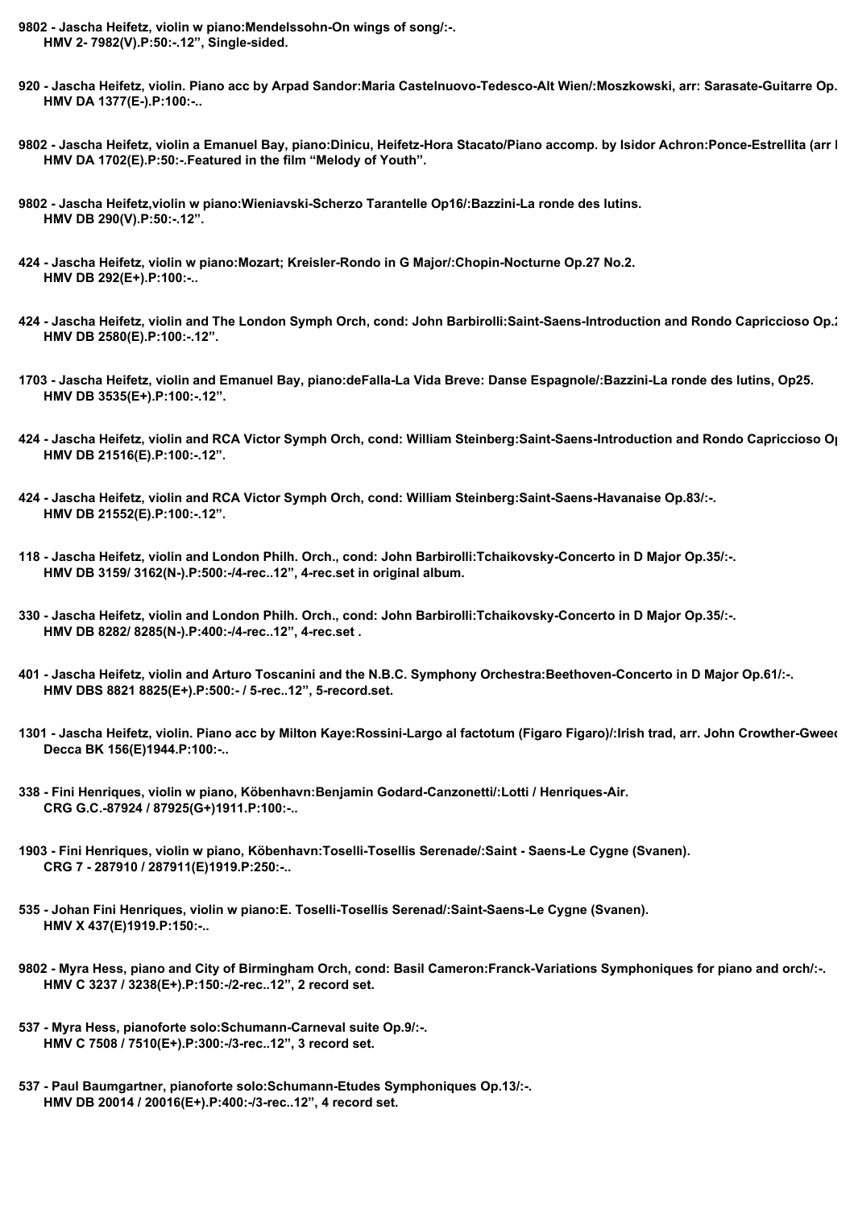**9802 - Jascha Heifetz, violin w piano:Mendelssohn-On wings of song/:-.**
**HMV 2- 7982(V).P:50:-.12", Single-sided.**

**920 - Jascha Heifetz, violin. Piano acc by Arpad Sandor:Maria Castelnuovo-Tedesco-Alt Wien/:Moszkowski, arr: Sarasate-Guitarre Op.**
**HMV DA 1377(E-).P:100:-..**

**9802 - Jascha Heifetz, violin a Emanuel Bay, piano:Dinicu, Heifetz-Hora Stacato/Piano accomp. by Isidor Achron:Ponce-Estrellita (arr I**
**HMV DA 1702(E).P:50:-.Featured in the film "Melody of Youth".**

**9802 - Jascha Heifetz,violin w piano:Wieniavski-Scherzo Tarantelle Op16/:Bazzini-La ronde des lutins.**
**HMV DB 290(V).P:50:-.12".**

**424 - Jascha Heifetz, violin w piano:Mozart; Kreisler-Rondo in G Major/:Chopin-Nocturne Op.27 No.2.**
**HMV DB 292(E+).P:100:-..**

**424 - Jascha Heifetz, violin and The London Symph Orch, cond: John Barbirolli:Saint-Saens-Introduction and Rondo Capriccioso Op.**
**HMV DB 2580(E).P:100:-.12".**

**1703 - Jascha Heifetz, violin and Emanuel Bay, piano:deFalla-La Vida Breve: Danse Espagnole/:Bazzini-La ronde des lutins, Op25.**
**HMV DB 3535(E+).P:100:-.12".**

**424 - Jascha Heifetz, violin and RCA Victor Symph Orch, cond: William Steinberg:Saint-Saens-Introduction and Rondo Capriccioso O**
**HMV DB 21516(E).P:100:-.12".**

**424 - Jascha Heifetz, violin and RCA Victor Symph Orch, cond: William Steinberg:Saint-Saens-Havanaise Op.83/:-.**
**HMV DB 21552(E).P:100:-.12".**

**118 - Jascha Heifetz, violin and London Philh. Orch., cond: John Barbirolli:Tchaikovsky-Concerto in D Major Op.35/:-.**
**HMV DB 3159/ 3162(N-).P:500:-/4-rec..12", 4-rec.set in original album.**

**330 - Jascha Heifetz, violin and London Philh. Orch., cond: John Barbirolli:Tchaikovsky-Concerto in D Major Op.35/:-.**
**HMV DB 8282/ 8285(N-).P:400:-/4-rec..12", 4-rec.set .**

**401 - Jascha Heifetz, violin and Arturo Toscanini and the N.B.C. Symphony Orchestra:Beethoven-Concerto in D Major Op.61/:-.**
**HMV DBS 8821 8825(E+).P:500:- / 5-rec..12", 5-record.set.**

**1301 - Jascha Heifetz, violin. Piano acc by Milton Kaye:Rossini-Largo al factotum (Figaro Figaro)/:Irish trad, arr. John Crowther-Gweed**
**Decca BK 156(E)1944.P:100:-..**

**338 - Fini Henriques, violin w piano, Köbenhavn:Benjamin Godard-Canzonetti/:Lotti / Henriques-Air.**
**CRG G.C.-87924 / 87925(G+)1911.P:100:-..**

**1903 - Fini Henriques, violin w piano, Köbenhavn:Toselli-Tosellis Serenade/:Saint - Saens-Le Cygne (Svanen).**
**CRG 7 - 287910 / 287911(E)1919.P:250:-..**

**535 - Johan Fini Henriques, violin w piano:E. Toselli-Tosellis Serenad/:Saint-Saens-Le Cygne (Svanen).**
**HMV X 437(E)1919.P:150:-..**

**9802 - Myra Hess, piano and City of Birmingham Orch, cond: Basil Cameron:Franck-Variations Symphoniques for piano and orch/:-.**
**HMV C 3237 / 3238(E+).P:150:-/2-rec..12", 2 record set.**

**537 - Myra Hess, pianoforte solo:Schumann-Carneval suite Op.9/:-.**
**HMV C 7508 / 7510(E+).P:300:-/3-rec..12", 3 record set.**

**537 - Paul Baumgartner, pianoforte solo:Schumann-Etudes Symphoniques Op.13/:-.**
**HMV DB 20014 / 20016(E+).P:400:-/3-rec..12", 4 record set.**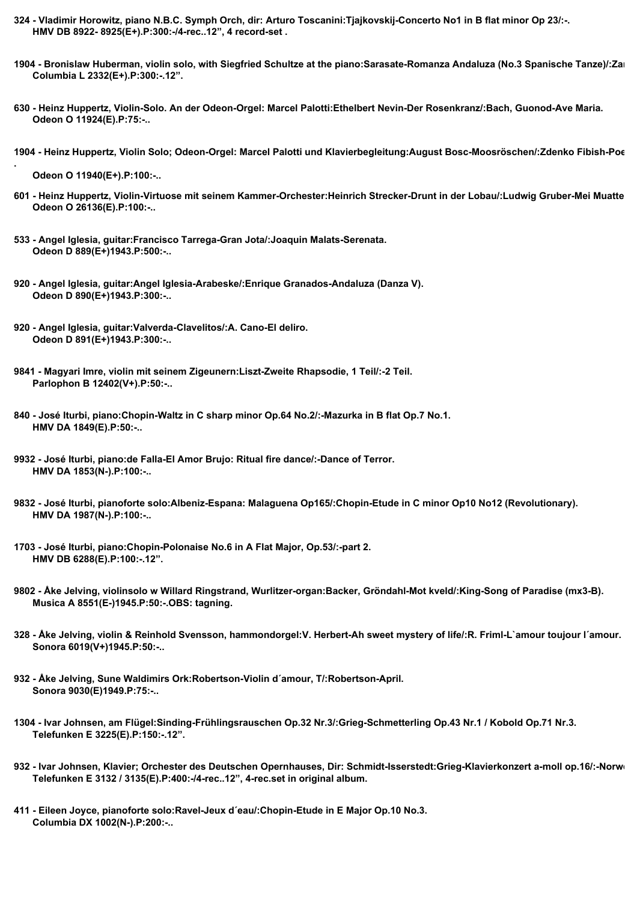**324 - Vladimir Horowitz, piano N.B.C. Symph Orch, dir: Arturo Toscanini:Tjajkovskij-Concerto No1 in B flat minor Op 23/:-.**
**HMV DB 8922- 8925(E+).P:300:-/4-rec..12", 4 record-set .**

**1904 - Bronislaw Huberman, violin solo, with Siegfried Schultze at the piano:Sarasate-Romanza Andaluza (No.3 Spanische Tanze)/:Zar**
**Columbia L 2332(E+).P:300:-.12".**

**630 - Heinz Huppertz, Violin-Solo. An der Odeon-Orgel: Marcel Palotti:Ethelbert Nevin-Der Rosenkranz/:Bach, Guonod-Ave Maria.**
**Odeon O 11924(E).P:75:-..**

**1904 - Heinz Huppertz, Violin Solo; Odeon-Orgel: Marcel Palotti und Klavierbegleitung:August Bosc-Moosröschen/:Zdenko Fibish-Poe**
**.**
**Odeon O 11940(E+).P:100:-..**

**601 - Heinz Huppertz, Violin-Virtuose mit seinem Kammer-Orchester:Heinrich Strecker-Drunt in der Lobau/:Ludwig Gruber-Mei Muatte**
**Odeon O 26136(E).P:100:-..**

**533 - Angel Iglesia, guitar:Francisco Tarrega-Gran Jota/:Joaquin Malats-Serenata.**
**Odeon D 889(E+)1943.P:500:-..**

**920 - Angel Iglesia, guitar:Angel Iglesia-Arabeske/:Enrique Granados-Andaluza (Danza V).**
**Odeon D 890(E+)1943.P:300:-..**

**920 - Angel Iglesia, guitar:Valverda-Clavelitos/:A. Cano-El deliro.**
**Odeon D 891(E+)1943.P:300:-..**

**9841 - Magyari Imre, violin mit seinem Zigeunern:Liszt-Zweite Rhapsodie, 1 Teil/:-2 Teil.**
**Parlophon B 12402(V+).P:50:-..**

**840 - José Iturbi, piano:Chopin-Waltz in C sharp minor Op.64 No.2/:-Mazurka in B flat Op.7 No.1.**
**HMV DA 1849(E).P:50:-..**

**9932 - José Iturbi, piano:de Falla-El Amor Brujo: Ritual fire dance/:-Dance of Terror.**
**HMV DA 1853(N-).P:100:-..**

**9832 - José Iturbi, pianoforte solo:Albeniz-Espana: Malaguena Op165/:Chopin-Etude in C minor Op10 No12 (Revolutionary).**
**HMV DA 1987(N-).P:100:-..**

**1703 - José Iturbi, piano:Chopin-Polonaise No.6 in A Flat Major, Op.53/:-part 2.**
**HMV DB 6288(E).P:100:-.12".**

**9802 - Åke Jelving, violinsolo w Willard Ringstrand, Wurlitzer-organ:Backer, Gröndahl-Mot kveld/:King-Song of Paradise (mx3-B).**
**Musica A 8551(E-)1945.P:50:-.OBS: tagning.**

**328 - Åke Jelving, violin & Reinhold Svensson, hammondorgel:V. Herbert-Ah sweet mystery of life/:R. Friml-L`amour toujour l´amour.**
**Sonora 6019(V+)1945.P:50:-..**

**932 - Åke Jelving, Sune Waldimirs Ork:Robertson-Violin d´amour, T/:Robertson-April.**
**Sonora 9030(E)1949.P:75:-..**

**1304 - Ivar Johnsen, am Flügel:Sinding-Frühlingsrauschen Op.32 Nr.3/:Grieg-Schmetterling Op.43 Nr.1 / Kobold Op.71 Nr.3.**
**Telefunken E 3225(E).P:150:-.12".**

**932 - Ivar Johnsen, Klavier; Orchester des Deutschen Opernhauses, Dir: Schmidt-Isserstedt:Grieg-Klavierkonzert a-moll op.16/:-Norwe**
**Telefunken E 3132 / 3135(E).P:400:-/4-rec..12", 4-rec.set in original album.**

**411 - Eileen Joyce, pianoforte solo:Ravel-Jeux d´eau/:Chopin-Etude in E Major Op.10 No.3.**
**Columbia DX 1002(N-).P:200:-..**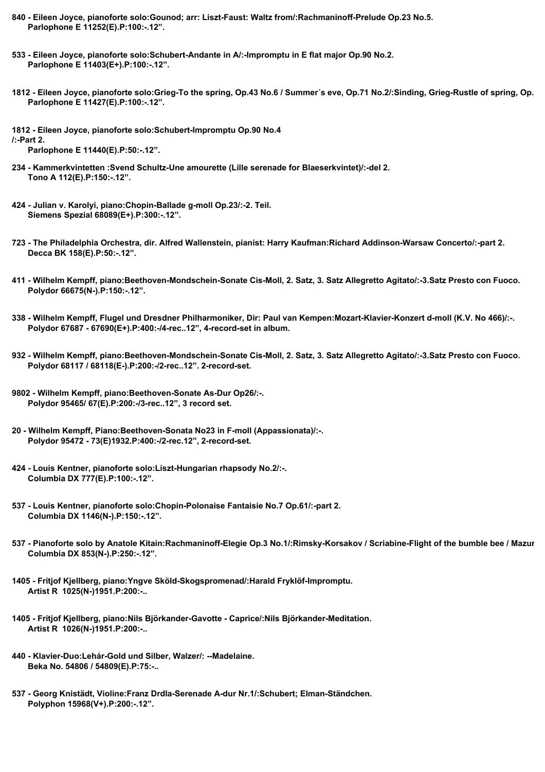**840 - Eileen Joyce, pianoforte solo:Gounod; arr: Liszt-Faust: Waltz from/:Rachmaninoff-Prelude Op.23 No.5.**
**Parlophone E 11252(E).P:100:-.12".**

**533 - Eileen Joyce, pianoforte solo:Schubert-Andante in A/:-Impromptu in E flat major Op.90 No.2.**
**Parlophone E 11403(E+).P:100:-.12".**

**1812 - Eileen Joyce, pianoforte solo:Grieg-To the spring, Op.43 No.6 / Summer´s eve, Op.71 No.2/:Sinding, Grieg-Rustle of spring, Op.**
**Parlophone E 11427(E).P:100:-.12".**

**1812 - Eileen Joyce, pianoforte solo:Schubert-Impromptu Op.90 No.4**
**/:-Part 2.**
**Parlophone E 11440(E).P:50:-.12".**

**234 - Kammerkvintetten :Svend Schultz-Une amourette (Lille serenade for Blaeserkvintet)/:-del 2.**
**Tono A 112(E).P:150:-.12".**

**424 - Julian v. Karolyi, piano:Chopin-Ballade g-moll Op.23/:-2. Teil.**
**Siemens Spezial 68089(E+).P:300:-.12".**

**723 - The Philadelphia Orchestra, dir. Alfred Wallenstein, pianist: Harry Kaufman:Richard Addinson-Warsaw Concerto/:-part 2.**
**Decca BK 158(E).P:50:-.12".**

**411 - Wilhelm Kempff, piano:Beethoven-Mondschein-Sonate Cis-Moll, 2. Satz, 3. Satz Allegretto Agitato/:-3.Satz Presto con Fuoco.**
**Polydor 66675(N-).P:150:-.12".**

**338 - Wilhelm Kempff, Flugel und Dresdner Philharmoniker, Dir: Paul van Kempen:Mozart-Klavier-Konzert d-moll (K.V. No 466)/:-.**
**Polydor 67687 - 67690(E+).P:400:-/4-rec..12", 4-record-set in album.**

**932 - Wilhelm Kempff, piano:Beethoven-Mondschein-Sonate Cis-Moll, 2. Satz, 3. Satz Allegretto Agitato/:-3.Satz Presto con Fuoco.**
**Polydor 68117 / 68118(E-).P:200:-/2-rec..12". 2-record-set.**

**9802 - Wilhelm Kempff, piano:Beethoven-Sonate As-Dur Op26/:-.**
**Polydor 95465/ 67(E).P:200:-/3-rec..12", 3 record set.**

**20 - Wilhelm Kempff, Piano:Beethoven-Sonata No23 in F-moll (Appassionata)/:-.**
**Polydor 95472 - 73(E)1932.P:400:-/2-rec.12", 2-record-set.**

**424 - Louis Kentner, pianoforte solo:Liszt-Hungarian rhapsody No.2/:-.**
**Columbia DX 777(E).P:100:-.12".**

**537 - Louis Kentner, pianoforte solo:Chopin-Polonaise Fantaisie No.7 Op.61/:-part 2.**
**Columbia DX 1146(N-).P:150:-.12".**

**537 - Pianoforte solo by Anatole Kitain:Rachmaninoff-Elegie Op.3 No.1/:Rimsky-Korsakov / Scriabine-Flight of the bumble bee / Mazur**
**Columbia DX 853(N-).P:250:-.12".**

**1405 - Fritjof Kjellberg, piano:Yngve Sköld-Skogspromenad/:Harald Fryklöf-Impromptu.**
**Artist R 1025(N-)1951.P:200:-..**

**1405 - Fritjof Kjellberg, piano:Nils Björkander-Gavotte - Caprice/:Nils Björkander-Meditation.**
**Artist R 1026(N-)1951.P:200:-..**

**440 - Klavier-Duo:Lehár-Gold und Silber, Walzer/: --Madelaine.**
**Beka No. 54806 / 54809(E).P:75:-..**

**537 - Georg Knistädt, Violine:Franz Drdla-Serenade A-dur Nr.1/:Schubert; Elman-Ständchen.**
**Polyphon 15968(V+).P:200:-.12".**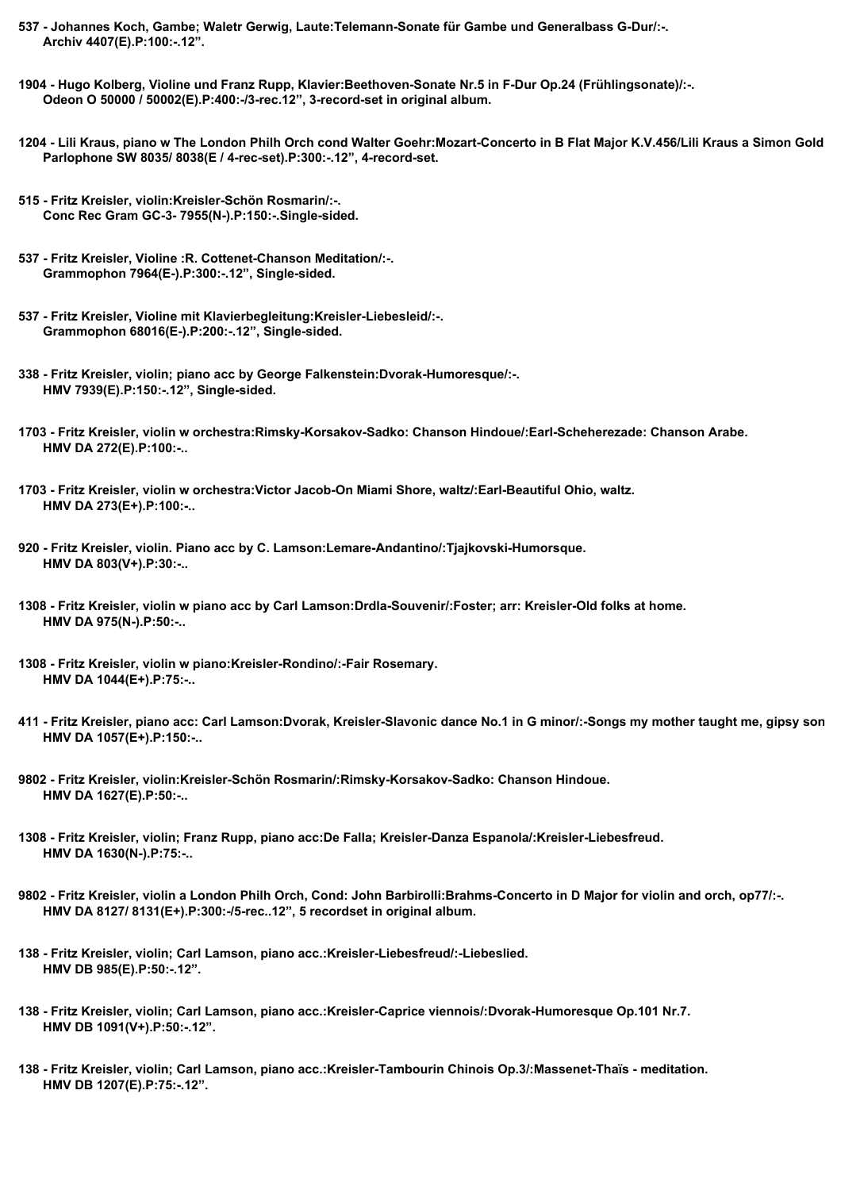**537 - Johannes Koch, Gambe; Waletr Gerwig, Laute:Telemann-Sonate für Gambe und Generalbass G-Dur/:-.**
**Archiv 4407(E).P:100:-.12".**

**1904 - Hugo Kolberg, Violine und Franz Rupp, Klavier:Beethoven-Sonate Nr.5 in F-Dur Op.24 (Frühlingsonate)/:-.**
**Odeon O 50000 / 50002(E).P:400:-/3-rec.12", 3-record-set in original album.**

**1204 - Lili Kraus, piano w The London Philh Orch cond Walter Goehr:Mozart-Concerto in B Flat Major K.V.456/Lili Kraus a Simon Gold**
**Parlophone SW 8035/ 8038(E / 4-rec-set).P:300:-.12", 4-record-set.**

**515 - Fritz Kreisler, violin:Kreisler-Schön Rosmarin/:-.**
**Conc Rec Gram GC-3- 7955(N-).P:150:-.Single-sided.**

**537 - Fritz Kreisler, Violine :R. Cottenet-Chanson Meditation/:-.**
**Grammophon 7964(E-).P:300:-.12", Single-sided.**

**537 - Fritz Kreisler, Violine mit Klavierbegleitung:Kreisler-Liebesleid/:-.**
**Grammophon 68016(E-).P:200:-.12", Single-sided.**

**338 - Fritz Kreisler, violin; piano acc by George Falkenstein:Dvorak-Humoresque/:-.**
**HMV 7939(E).P:150:-.12", Single-sided.**

**1703 - Fritz Kreisler, violin w orchestra:Rimsky-Korsakov-Sadko: Chanson Hindoue/:Earl-Scheherezade: Chanson Arabe.**
**HMV DA 272(E).P:100:-..**

**1703 - Fritz Kreisler, violin w orchestra:Victor Jacob-On Miami Shore, waltz/:Earl-Beautiful Ohio, waltz.**
**HMV DA 273(E+).P:100:-..**

**920 - Fritz Kreisler, violin. Piano acc by C. Lamson:Lemare-Andantino/:Tjajkovski-Humorsque.**
**HMV DA 803(V+).P:30:-..**

**1308 - Fritz Kreisler, violin w piano acc by Carl Lamson:Drdla-Souvenir/:Foster; arr: Kreisler-Old folks at home.**
**HMV DA 975(N-).P:50:-..**

**1308 - Fritz Kreisler, violin w piano:Kreisler-Rondino/:-Fair Rosemary.**
**HMV DA 1044(E+).P:75:-..**

**411 - Fritz Kreisler, piano acc: Carl Lamson:Dvorak, Kreisler-Slavonic dance No.1 in G minor/:-Songs my mother taught me, gipsy son**
**HMV DA 1057(E+).P:150:-..**

**9802 - Fritz Kreisler, violin:Kreisler-Schön Rosmarin/:Rimsky-Korsakov-Sadko: Chanson Hindoue.**
**HMV DA 1627(E).P:50:-..**

**1308 - Fritz Kreisler, violin; Franz Rupp, piano acc:De Falla; Kreisler-Danza Espanola/:Kreisler-Liebesfreud.**
**HMV DA 1630(N-).P:75:-..**

**9802 - Fritz Kreisler, violin a London Philh Orch, Cond: John Barbirolli:Brahms-Concerto in D Major for violin and orch, op77/:-.**
**HMV DA 8127/ 8131(E+).P:300:-/5-rec..12", 5 recordset in original album.**

**138 - Fritz Kreisler, violin; Carl Lamson, piano acc.:Kreisler-Liebesfreud/:-Liebeslied.**
**HMV DB 985(E).P:50:-.12".**

**138 - Fritz Kreisler, violin; Carl Lamson, piano acc.:Kreisler-Caprice viennois/:Dvorak-Humoresque Op.101 Nr.7.**
**HMV DB 1091(V+).P:50:-.12".**

**138 - Fritz Kreisler, violin; Carl Lamson, piano acc.:Kreisler-Tambourin Chinois Op.3/:Massenet-Thaïs - meditation.**
**HMV DB 1207(E).P:75:-.12".**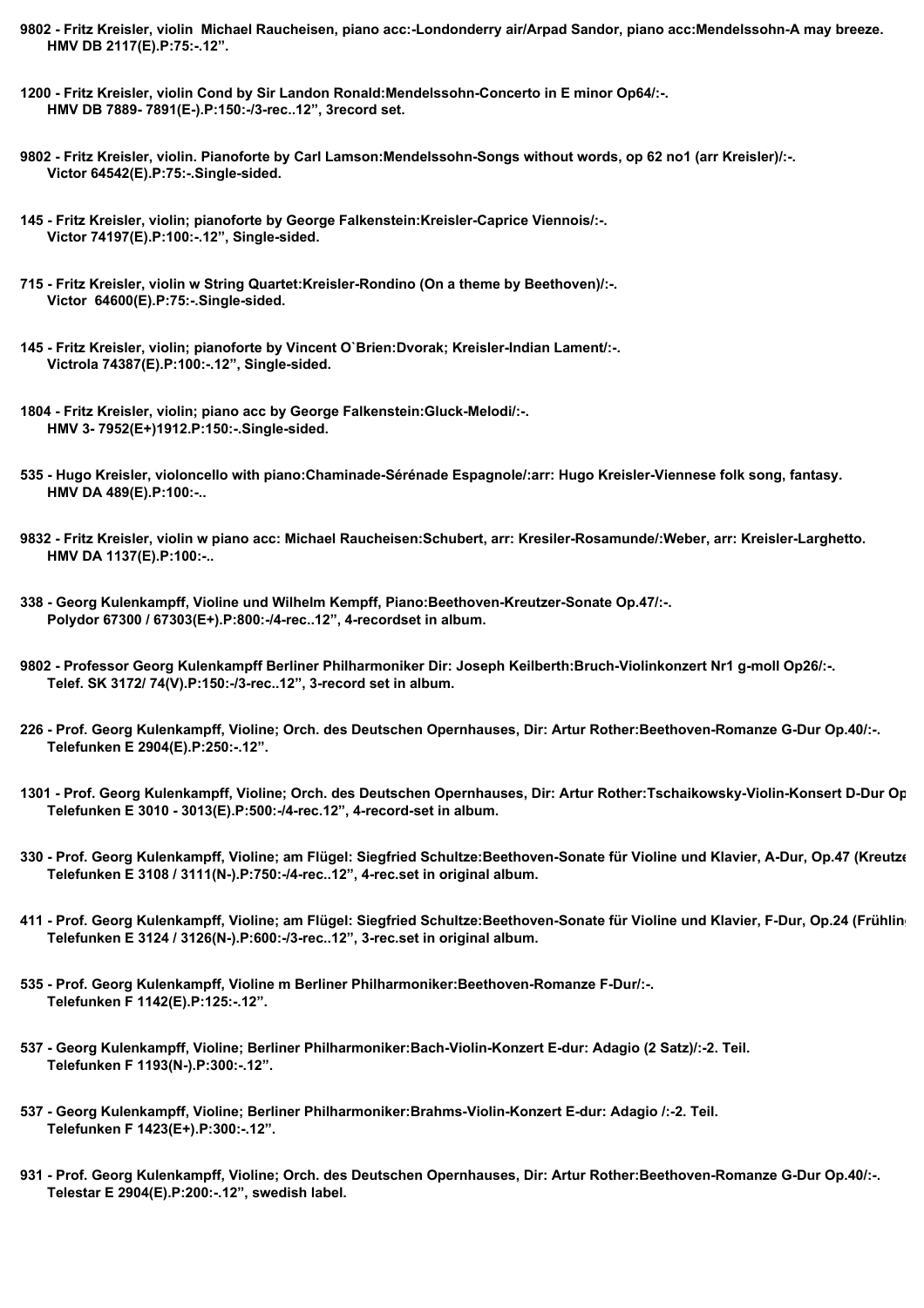**9802 - Fritz Kreisler, violin  Michael Raucheisen, piano acc:-Londonderry air/Arpad Sandor, piano acc:Mendelssohn-A may breeze.**
**HMV DB 2117(E).P:75:-.12".**

**1200 - Fritz Kreisler, violin Cond by Sir Landon Ronald:Mendelssohn-Concerto in E minor Op64/:-.**
**HMV DB 7889- 7891(E-).P:150:-/3-rec..12", 3record set.**

**9802 - Fritz Kreisler, violin. Pianoforte by Carl Lamson:Mendelssohn-Songs without words, op 62 no1 (arr Kreisler)/:-.**
**Victor 64542(E).P:75:-.Single-sided.**

**145 - Fritz Kreisler, violin; pianoforte by George Falkenstein:Kreisler-Caprice Viennois/:-.**
**Victor 74197(E).P:100:-.12", Single-sided.**

**715 - Fritz Kreisler, violin w String Quartet:Kreisler-Rondino (On a theme by Beethoven)/:-.**
**Victor  64600(E).P:75:-.Single-sided.**

**145 - Fritz Kreisler, violin; pianoforte by Vincent O`Brien:Dvorak; Kreisler-Indian Lament/:-.**
**Victrola 74387(E).P:100:-.12", Single-sided.**

**1804 - Fritz Kreisler, violin; piano acc by George Falkenstein:Gluck-Melodi/:-.**
**HMV 3- 7952(E+)1912.P:150:-.Single-sided.**

**535 - Hugo Kreisler, violoncello with piano:Chaminade-Sérénade Espagnole/:arr: Hugo Kreisler-Viennese folk song, fantasy.**
**HMV DA 489(E).P:100:-..**

**9832 - Fritz Kreisler, violin w piano acc: Michael Raucheisen:Schubert, arr: Kresiler-Rosamunde/:Weber, arr: Kreisler-Larghetto.**
**HMV DA 1137(E).P:100:-..**

**338 - Georg Kulenkampff, Violine und Wilhelm Kempff, Piano:Beethoven-Kreutzer-Sonate Op.47/:-.**
**Polydor 67300 / 67303(E+).P:800:-/4-rec..12", 4-recordset in album.**

**9802 - Professor Georg Kulenkampff Berliner Philharmoniker Dir: Joseph Keilberth:Bruch-Violinkonzert Nr1 g-moll Op26/:-.**
**Telef. SK 3172/ 74(V).P:150:-/3-rec..12", 3-record set in album.**

**226 - Prof. Georg Kulenkampff, Violine; Orch. des Deutschen Opernhauses, Dir: Artur Rother:Beethoven-Romanze G-Dur Op.40/:-.**
**Telefunken E 2904(E).P:250:-.12".**

**1301 - Prof. Georg Kulenkampff, Violine; Orch. des Deutschen Opernhauses, Dir: Artur Rother:Tschaikowsky-Violin-Konsert D-Dur Op**
**Telefunken E 3010 - 3013(E).P:500:-/4-rec.12", 4-record-set in album.**

**330 - Prof. Georg Kulenkampff, Violine; am Flügel: Siegfried Schultze:Beethoven-Sonate für Violine und Klavier, A-Dur, Op.47 (Kreutze**
**Telefunken E 3108 / 3111(N-).P:750:-/4-rec..12", 4-rec.set in original album.**

**411 - Prof. Georg Kulenkampff, Violine; am Flügel: Siegfried Schultze:Beethoven-Sonate für Violine und Klavier, F-Dur, Op.24 (Frühlin**
**Telefunken E 3124 / 3126(N-).P:600:-/3-rec..12", 3-rec.set in original album.**

**535 - Prof. Georg Kulenkampff, Violine m Berliner Philharmoniker:Beethoven-Romanze F-Dur/:-.**
**Telefunken F 1142(E).P:125:-.12".**

**537 - Georg Kulenkampff, Violine; Berliner Philharmoniker:Bach-Violin-Konzert E-dur: Adagio (2 Satz)/:-2. Teil.**
**Telefunken F 1193(N-).P:300:-.12".**

**537 - Georg Kulenkampff, Violine; Berliner Philharmoniker:Brahms-Violin-Konzert E-dur: Adagio /:-2. Teil.**
**Telefunken F 1423(E+).P:300:-.12".**

**931 - Prof. Georg Kulenkampff, Violine; Orch. des Deutschen Opernhauses, Dir: Artur Rother:Beethoven-Romanze G-Dur Op.40/:-.**
**Telestar E 2904(E).P:200:-.12", swedish label.**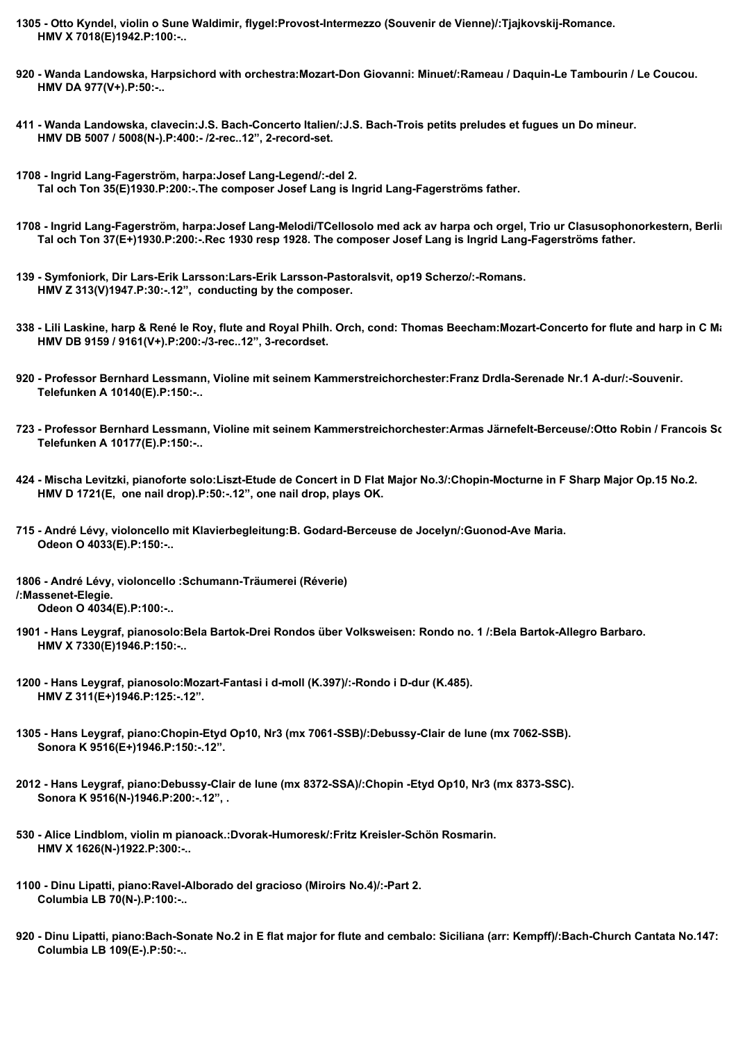**1305 - Otto Kyndel, violin o Sune Waldimir, flygel:Provost-Intermezzo (Souvenir de Vienne)/:Tjajkovskij-Romance.**
**HMV X 7018(E)1942.P:100:-..**

**920 - Wanda Landowska, Harpsichord with orchestra:Mozart-Don Giovanni: Minuet/:Rameau / Daquin-Le Tambourin / Le Coucou.**
**HMV DA 977(V+).P:50:-..**

**411 - Wanda Landowska, clavecin:J.S. Bach-Concerto Italien/:J.S. Bach-Trois petits preludes et fugues un Do mineur.**
**HMV DB 5007 / 5008(N-).P:400:- /2-rec..12", 2-record-set.**

**1708 - Ingrid Lang-Fagerström, harpa:Josef Lang-Legend/:-del 2.**
**Tal och Ton 35(E)1930.P:200:-.The composer Josef Lang is Ingrid Lang-Fagerströms father.**

**1708 - Ingrid Lang-Fagerström, harpa:Josef Lang-Melodi/TCellosolo med ack av harpa och orgel, Trio ur Clasusophonorkestern, Berlin**
**Tal och Ton 37(E+)1930.P:200:-.Rec 1930 resp 1928. The composer Josef Lang is Ingrid Lang-Fagerströms father.**

**139 - Symfoniork, Dir Lars-Erik Larsson:Lars-Erik Larsson-Pastoralsvit, op19 Scherzo/:-Romans.**
**HMV Z 313(V)1947.P:30:-.12", conducting by the composer.**

**338 - Lili Laskine, harp & René le Roy, flute and Royal Philh. Orch, cond: Thomas Beecham:Mozart-Concerto for flute and harp in C Ma**
**HMV DB 9159 / 9161(V+).P:200:-/3-rec..12", 3-recordset.**

**920 - Professor Bernhard Lessmann, Violine mit seinem Kammerstreichorchester:Franz Drdla-Serenade Nr.1 A-dur/:-Souvenir.**
**Telefunken A 10140(E).P:150:-..**

**723 - Professor Bernhard Lessmann, Violine mit seinem Kammerstreichorchester:Armas Järnefelt-Berceuse/:Otto Robin / Francois Sc**
**Telefunken A 10177(E).P:150:-..**

**424 - Mischa Levitzki, pianoforte solo:Liszt-Etude de Concert in D Flat Major No.3/:Chopin-Mocturne in F Sharp Major Op.15 No.2.**
**HMV D 1721(E, one nail drop).P:50:-.12", one nail drop, plays OK.**

**715 - André Lévy, violoncello mit Klavierbegleitung:B. Godard-Berceuse de Jocelyn/:Guonod-Ave Maria.**
**Odeon O 4033(E).P:150:-..**

**1806 - André Lévy, violoncello :Schumann-Träumerei (Réverie)**
**/:Massenet-Elegie.**
**Odeon O 4034(E).P:100:-..**

**1901 - Hans Leygraf, pianosolo:Bela Bartok-Drei Rondos über Volksweisen: Rondo no. 1 /:Bela Bartok-Allegro Barbaro.**
**HMV X 7330(E)1946.P:150:-..**

**1200 - Hans Leygraf, pianosolo:Mozart-Fantasi i d-moll (K.397)/:-Rondo i D-dur (K.485).**
**HMV Z 311(E+)1946.P:125:-.12".**

**1305 - Hans Leygraf, piano:Chopin-Etyd Op10, Nr3 (mx 7061-SSB)/:Debussy-Clair de lune (mx 7062-SSB).**
**Sonora K 9516(E+)1946.P:150:-.12".**

**2012 - Hans Leygraf, piano:Debussy-Clair de lune (mx 8372-SSA)/:Chopin -Etyd Op10, Nr3 (mx 8373-SSC).**
**Sonora K 9516(N-)1946.P:200:-.12", .**

**530 - Alice Lindblom, violin m pianoack.:Dvorak-Humoresk/:Fritz Kreisler-Schön Rosmarin.**
**HMV X 1626(N-)1922.P:300:-..**

**1100 - Dinu Lipatti, piano:Ravel-Alborado del gracioso (Miroirs No.4)/:-Part 2.**
**Columbia LB 70(N-).P:100:-..**

**920 - Dinu Lipatti, piano:Bach-Sonate No.2 in E flat major for flute and cembalo: Siciliana (arr: Kempff)/:Bach-Church Cantata No.147:**
**Columbia LB 109(E-).P:50:-..**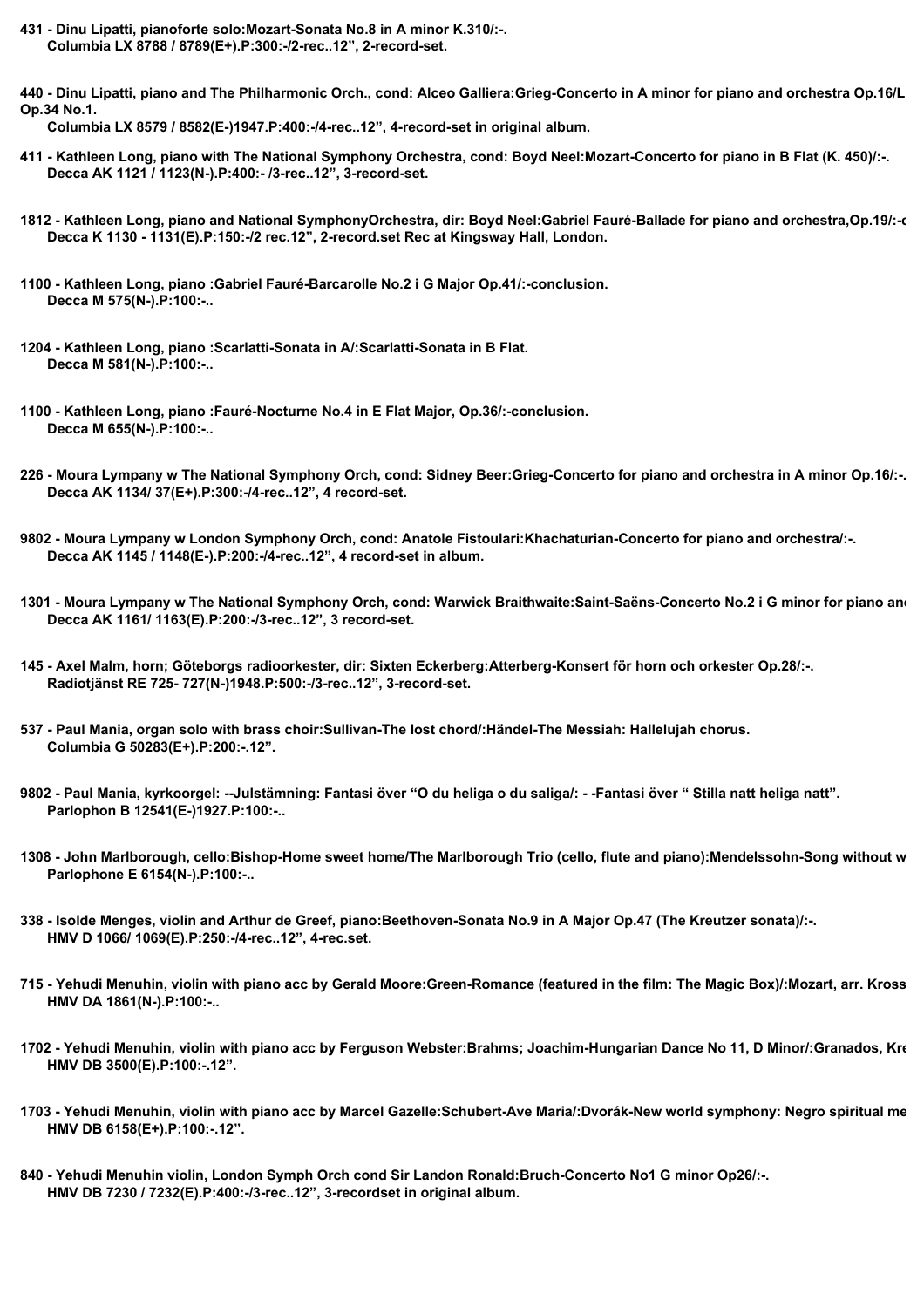**431 - Dinu Lipatti, pianoforte solo:Mozart-Sonata No.8 in A minor K.310/:-.**
**Columbia LX 8788 / 8789(E+).P:300:-/2-rec..12", 2-record-set.**

**440 - Dinu Lipatti, piano and The Philharmonic Orch., cond: Alceo Galliera:Grieg-Concerto in A minor for piano and orchestra Op.16/L Op.34 No.1.**
**Columbia LX 8579 / 8582(E-)1947.P:400:-/4-rec..12", 4-record-set in original album.**

**411 - Kathleen Long, piano with The National Symphony Orchestra, cond: Boyd Neel:Mozart-Concerto for piano in B Flat (K. 450)/:-.**
**Decca AK 1121 / 1123(N-).P:400:- /3-rec..12", 3-record-set.**

**1812 - Kathleen Long, piano and National SymphonyOrchestra, dir: Boyd Neel:Gabriel Fauré-Ballade for piano and orchestra,Op.19/:-c**
**Decca K 1130 - 1131(E).P:150:-/2 rec.12", 2-record.set Rec at Kingsway Hall, London.**

**1100 - Kathleen Long, piano :Gabriel Fauré-Barcarolle No.2 i G Major Op.41/:-conclusion.**
**Decca M 575(N-).P:100:-..**

**1204 - Kathleen Long, piano :Scarlatti-Sonata in A/:Scarlatti-Sonata in B Flat.**
**Decca M 581(N-).P:100:-..**

**1100 - Kathleen Long, piano :Fauré-Nocturne No.4 in E Flat Major, Op.36/:-conclusion.**
**Decca M 655(N-).P:100:-..**

**226 - Moura Lympany w The National Symphony Orch, cond: Sidney Beer:Grieg-Concerto for piano and orchestra in A minor Op.16/:-.**
**Decca AK 1134/ 37(E+).P:300:-/4-rec..12", 4 record-set.**

**9802 - Moura Lympany w London Symphony Orch, cond: Anatole Fistoulari:Khachaturian-Concerto for piano and orchestra/:-.**
**Decca AK 1145 / 1148(E-).P:200:-/4-rec..12", 4 record-set in album.**

**1301 - Moura Lympany w The National Symphony Orch, cond: Warwick Braithwaite:Saint-Saëns-Concerto No.2 i G minor for piano an**
**Decca AK 1161/ 1163(E).P:200:-/3-rec..12", 3 record-set.**

**145 - Axel Malm, horn; Göteborgs radioorkester, dir: Sixten Eckerberg:Atterberg-Konsert för horn och orkester Op.28/:-.**
**Radiotjänst RE 725- 727(N-)1948.P:500:-/3-rec..12", 3-record-set.**

**537 - Paul Mania, organ solo with brass choir:Sullivan-The lost chord/:Händel-The Messiah: Hallelujah chorus.**
**Columbia G 50283(E+).P:200:-.12".**

**9802 - Paul Mania, kyrkoorgel: --Julstämning: Fantasi över "O du heliga o du saliga/: - -Fantasi över " Stilla natt heliga natt".**
**Parlophon B 12541(E-)1927.P:100:-..**

**1308 - John Marlborough, cello:Bishop-Home sweet home/The Marlborough Trio (cello, flute and piano):Mendelssohn-Song without w**
**Parlophone E 6154(N-).P:100:-..**

**338 - Isolde Menges, violin and Arthur de Greef, piano:Beethoven-Sonata No.9 in A Major Op.47 (The Kreutzer sonata)/:-.**
**HMV D 1066/ 1069(E).P:250:-/4-rec..12", 4-rec.set.**

**715 - Yehudi Menuhin, violin with piano acc by Gerald Moore:Green-Romance (featured in the film: The Magic Box)/:Mozart, arr. Kross**
**HMV DA 1861(N-).P:100:-..**

**1702 - Yehudi Menuhin, violin with piano acc by Ferguson Webster:Brahms; Joachim-Hungarian Dance No 11, D Minor/:Granados, Kre**
**HMV DB 3500(E).P:100:-.12".**

**1703 - Yehudi Menuhin, violin with piano acc by Marcel Gazelle:Schubert-Ave Maria/:Dvorák-New world symphony: Negro spiritual me**
**HMV DB 6158(E+).P:100:-.12".**

**840 - Yehudi Menuhin violin, London Symph Orch cond Sir Landon Ronald:Bruch-Concerto No1 G minor Op26/:-.**
**HMV DB 7230 / 7232(E).P:400:-/3-rec..12", 3-recordset in original album.**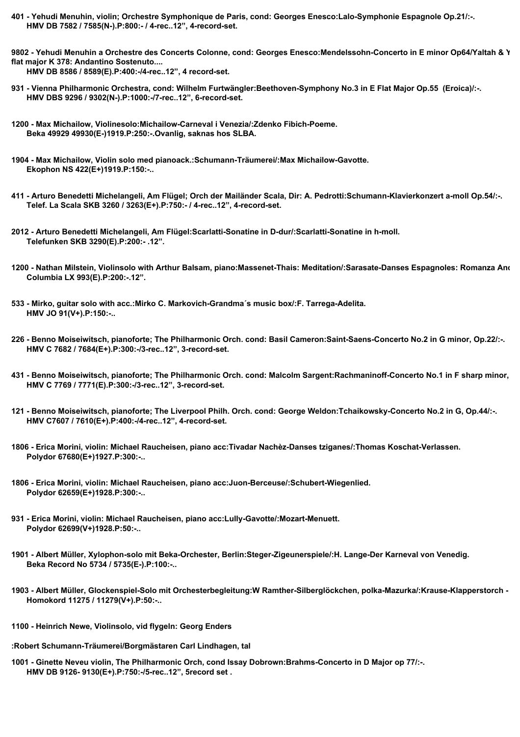**401 - Yehudi Menuhin, violin; Orchestre Symphonique de Paris, cond: Georges Enesco:Lalo-Symphonie Espagnole Op.21/:-.**
**HMV DB 7582 / 7585(N-).P:800:- / 4-rec..12", 4-record-set.**

**9802 - Yehudi Menuhin a Orchestre des Concerts Colonne, cond: Georges Enesco:Mendelssohn-Concerto in E minor Op64/Yaltah & Y flat major K 378: Andantino Sostenuto....**
**HMV DB 8586 / 8589(E).P:400:-/4-rec..12", 4 record-set.**

**931 - Vienna Philharmonic Orchestra, cond: Wilhelm Furtwängler:Beethoven-Symphony No.3 in E Flat Major Op.55 (Eroica)/:-.**
**HMV DBS 9296 / 9302(N-).P:1000:-/7-rec..12", 6-record-set.**

**1200 - Max Michailow, Violinesolo:Michailow-Carneval i Venezia/:Zdenko Fibich-Poeme.**
**Beka 49929 49930(E-)1919.P:250:-.Ovanlig, saknas hos SLBA.**

**1904 - Max Michailow, Violin solo med pianoack.:Schumann-Träumerei/:Max Michailow-Gavotte.**
**Ekophon NS 422(E+)1919.P:150:-..**

**411 - Arturo Benedetti Michelangeli, Am Flügel; Orch der Mailänder Scala, Dir: A. Pedrotti:Schumann-Klavierkonzert a-moll Op.54/:-.**
**Telef. La Scala SKB 3260 / 3263(E+).P:750:- / 4-rec..12", 4-record-set.**

**2012 - Arturo Benedetti Michelangeli, Am Flügel:Scarlatti-Sonatine in D-dur/:Scarlatti-Sonatine in h-moll.**
**Telefunken SKB 3290(E).P:200:- .12".**

**1200 - Nathan Milstein, Violinsolo with Arthur Balsam, piano:Massenet-Thais: Meditation/:Sarasate-Danses Espagnoles: Romanza And**
**Columbia LX 993(E).P:200:-.12".**

**533 - Mirko, guitar solo with acc.:Mirko C. Markovich-Grandma´s music box/:F. Tarrega-Adelita.**
**HMV JO 91(V+).P:150:-..**

**226 - Benno Moiseiwitsch, pianoforte; The Philharmonic Orch. cond: Basil Cameron:Saint-Saens-Concerto No.2 in G minor, Op.22/:-.**
**HMV C 7682 / 7684(E+).P:300:-/3-rec..12", 3-record-set.**

**431 - Benno Moiseiwitsch, pianoforte; The Philharmonic Orch. cond: Malcolm Sargent:Rachmaninoff-Concerto No.1 in F sharp minor,**
**HMV C 7769 / 7771(E).P:300:-/3-rec..12", 3-record-set.**

**121 - Benno Moiseiwitsch, pianoforte; The Liverpool Philh. Orch. cond: George Weldon:Tchaikowsky-Concerto No.2 in G, Op.44/:-.**
**HMV C7607 / 7610(E+).P:400:-/4-rec..12", 4-record-set.**

**1806 - Erica Morini, violin: Michael Raucheisen, piano acc:Tivadar Nachèz-Danses tziganes/:Thomas Koschat-Verlassen.**
**Polydor 67680(E+)1927.P:300:-..**

**1806 - Erica Morini, violin: Michael Raucheisen, piano acc:Juon-Berceuse/:Schubert-Wiegenlied.**
**Polydor 62659(E+)1928.P:300:-..**

**931 - Erica Morini, violin: Michael Raucheisen, piano acc:Lully-Gavotte/:Mozart-Menuett.**
**Polydor 62699(V+)1928.P:50:-..**

**1901 - Albert Müller, Xylophon-solo mit Beka-Orchester, Berlin:Steger-Zigeunerspiele/:H. Lange-Der Karneval von Venedig.**
**Beka Record No 5734 / 5735(E-).P:100:-..**

**1903 - Albert Müller, Glockenspiel-Solo mit Orchesterbegleitung:W Ramther-Silberglöckchen, polka-Mazurka/:Krause-Klapperstorch -**
**Homokord 11275 / 11279(V+).P:50:-..**

**1100 - Heinrich Newe, Violinsolo, vid flygeln: Georg Enders**

**:Robert Schumann-Träumerei/Borgmästaren Carl Lindhagen, tal**

**1001 - Ginette Neveu violin, The Philharmonic Orch, cond Issay Dobrown:Brahms-Concerto in D Major op 77/:-.**
**HMV DB 9126- 9130(E+).P:750:-/5-rec..12", 5record set .**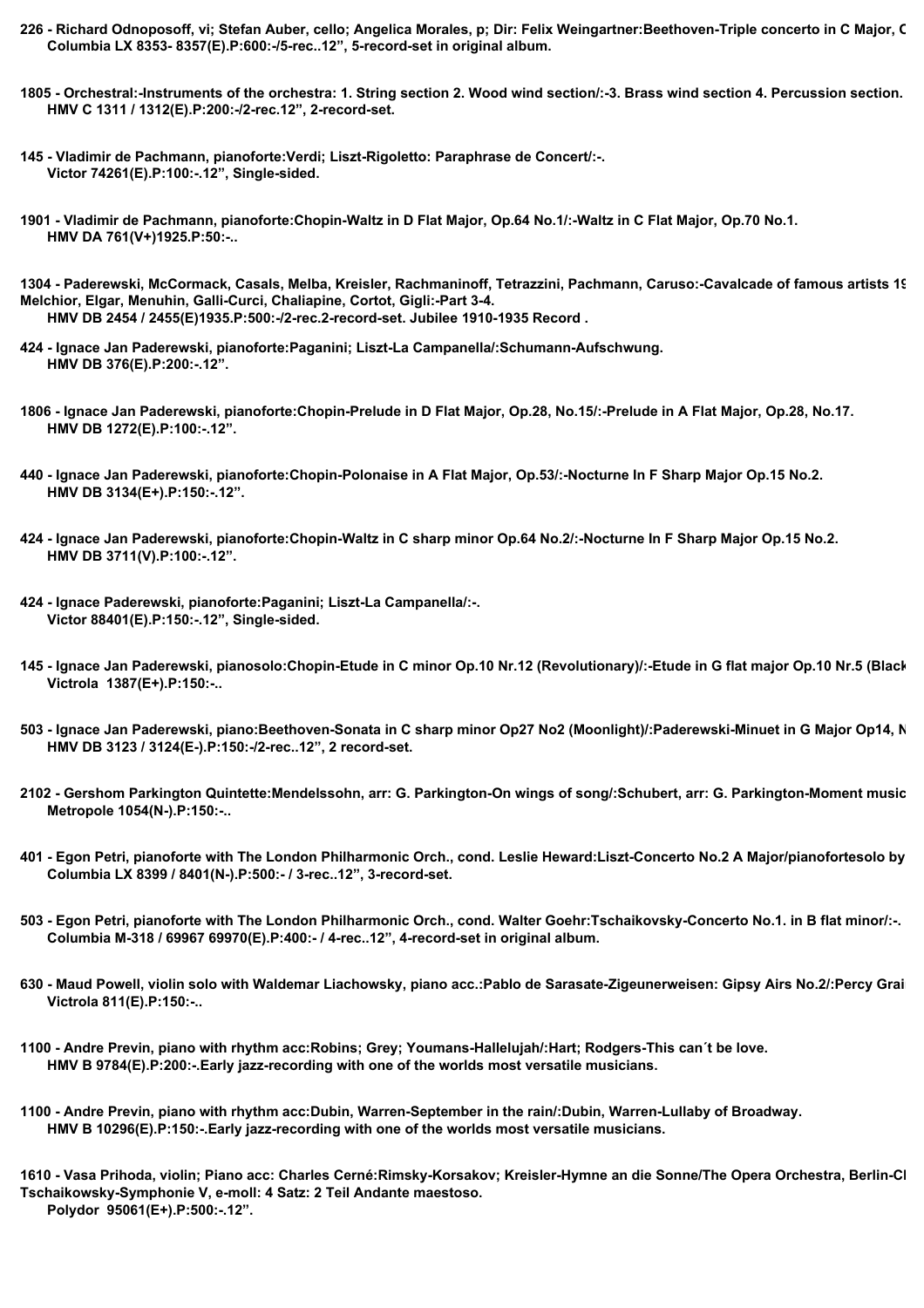**226 - Richard Odnoposoff, vi; Stefan Auber, cello; Angelica Morales, p; Dir: Felix Weingartner:Beethoven-Triple concerto in C Major, C**
**Columbia LX 8353- 8357(E).P:600:-/5-rec..12", 5-record-set in original album.**

**1805 - Orchestral:-Instruments of the orchestra: 1. String section 2. Wood wind section/:-3. Brass wind section 4. Percussion section.**
**HMV C 1311 / 1312(E).P:200:-/2-rec.12", 2-record-set.**

**145 - Vladimir de Pachmann, pianoforte:Verdi; Liszt-Rigoletto: Paraphrase de Concert/:-.**
**Victor 74261(E).P:100:-.12", Single-sided.**

**1901 - Vladimir de Pachmann, pianoforte:Chopin-Waltz in D Flat Major, Op.64 No.1/:-Waltz in C Flat Major, Op.70 No.1.**
**HMV DA 761(V+)1925.P:50:-..**

**1304 - Paderewski, McCormack, Casals, Melba, Kreisler, Rachmaninoff, Tetrazzini, Pachmann, Caruso:-Cavalcade of famous artists 19**
**Melchior, Elgar, Menuhin, Galli-Curci, Chaliapine, Cortot, Gigli:-Part 3-4.**
**HMV DB 2454 / 2455(E)1935.P:500:-/2-rec.2-record-set. Jubilee 1910-1935 Record .**

**424 - Ignace Jan Paderewski, pianoforte:Paganini; Liszt-La Campanella/:Schumann-Aufschwung.**
**HMV DB 376(E).P:200:-.12".**

**1806 - Ignace Jan Paderewski, pianoforte:Chopin-Prelude in D Flat Major, Op.28, No.15/:-Prelude in A Flat Major, Op.28, No.17.**
**HMV DB 1272(E).P:100:-.12".**

**440 - Ignace Jan Paderewski, pianoforte:Chopin-Polonaise in A Flat Major, Op.53/:-Nocturne In F Sharp Major Op.15 No.2.**
**HMV DB 3134(E+).P:150:-.12".**

**424 - Ignace Jan Paderewski, pianoforte:Chopin-Waltz in C sharp minor Op.64 No.2/:-Nocturne In F Sharp Major Op.15 No.2.**
**HMV DB 3711(V).P:100:-.12".**

**424 - Ignace Paderewski, pianoforte:Paganini; Liszt-La Campanella/:-.**
**Victor 88401(E).P:150:-.12", Single-sided.**

**145 - Ignace Jan Paderewski, pianosolo:Chopin-Etude in C minor Op.10 Nr.12 (Revolutionary)/:-Etude in G flat major Op.10 Nr.5 (Black**
**Victrola 1387(E+).P:150:-..**

**503 - Ignace Jan Paderewski, piano:Beethoven-Sonata in C sharp minor Op27 No2 (Moonlight)/:Paderewski-Minuet in G Major Op14, N**
**HMV DB 3123 / 3124(E-).P:150:-/2-rec..12", 2 record-set.**

**2102 - Gershom Parkington Quintette:Mendelssohn, arr: G. Parkington-On wings of song/:Schubert, arr: G. Parkington-Moment music**
**Metropole 1054(N-).P:150:-..**

**401 - Egon Petri, pianoforte with The London Philharmonic Orch., cond. Leslie Heward:Liszt-Concerto No.2 A Major/pianofortesolo by**
**Columbia LX 8399 / 8401(N-).P:500:- / 3-rec..12", 3-record-set.**

**503 - Egon Petri, pianoforte with The London Philharmonic Orch., cond. Walter Goehr:Tschaikovsky-Concerto No.1. in B flat minor/:-.**
**Columbia M-318 / 69967 69970(E).P:400:- / 4-rec..12", 4-record-set in original album.**

**630 - Maud Powell, violin solo with Waldemar Liachowsky, piano acc.:Pablo de Sarasate-Zigeunerweisen: Gipsy Airs No.2/:Percy Grai**
**Victrola 811(E).P:150:-..**

**1100 - Andre Previn, piano with rhythm acc:Robins; Grey; Youmans-Hallelujah/:Hart; Rodgers-This can´t be love.**
**HMV B 9784(E).P:200:-.Early jazz-recording with one of the worlds most versatile musicians.**

**1100 - Andre Previn, piano with rhythm acc:Dubin, Warren-September in the rain/:Dubin, Warren-Lullaby of Broadway.**
**HMV B 10296(E).P:150:-.Early jazz-recording with one of the worlds most versatile musicians.**

**1610 - Vasa Prihoda, violin; Piano acc: Charles Cerné:Rimsky-Korsakov; Kreisler-Hymne an die Sonne/The Opera Orchestra, Berlin-Cl**
**Tschaikowsky-Symphonie V, e-moll: 4 Satz: 2 Teil Andante maestoso.**
**Polydor 95061(E+).P:500:-.12".**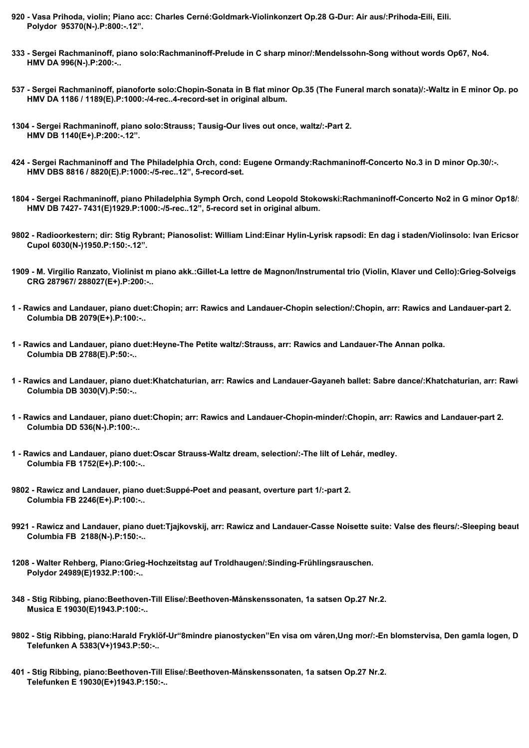**920 - Vasa Prihoda, violin; Piano acc: Charles Cerné:Goldmark-Violinkonzert Op.28 G-Dur: Air aus/:Prihoda-Eili, Eili.**
**Polydor 95370(N-).P:800:-.12".**

**333 - Sergei Rachmaninoff, piano solo:Rachmaninoff-Prelude in C sharp minor/:Mendelssohn-Song without words Op67, No4.**
**HMV DA 996(N-).P:200:-..**

**537 - Sergei Rachmaninoff, pianoforte solo:Chopin-Sonata in B flat minor Op.35 (The Funeral march sonata)/:-Waltz in E minor Op. po**
**HMV DA 1186 / 1189(E).P:1000:-/4-rec..4-record-set in original album.**

**1304 - Sergei Rachmaninoff, piano solo:Strauss; Tausig-Our lives out once, waltz/:-Part 2.**
**HMV DB 1140(E+).P:200:-.12".**

**424 - Sergei Rachmaninoff and The Philadelphia Orch, cond: Eugene Ormandy:Rachmaninoff-Concerto No.3 in D minor Op.30/:-.**
**HMV DBS 8816 / 8820(E).P:1000:-/5-rec..12", 5-record-set.**

**1804 - Sergei Rachmaninoff, piano Philadelphia Symph Orch, cond Leopold Stokowski:Rachmaninoff-Concerto No2 in G minor Op18/:**
**HMV DB 7427- 7431(E)1929.P:1000:-/5-rec..12", 5-record set in original album.**

**9802 - Radioorkestern; dir: Stig Rybrant; Pianosolist: William Lind:Einar Hylin-Lyrisk rapsodi: En dag i staden/Violinsolo: Ivan Ericsor**
**Cupol 6030(N-)1950.P:150:-.12".**

**1909 - M. Virgilio Ranzato, Violinist m piano akk.:Gillet-La lettre de Magnon/Instrumental trio (Violin, Klaver und Cello):Grieg-Solveigs**
**CRG 287967/ 288027(E+).P:200:-..**

**1 - Rawics and Landauer, piano duet:Chopin; arr: Rawics and Landauer-Chopin selection/:Chopin, arr: Rawics and Landauer-part 2.**
**Columbia DB 2079(E+).P:100:-..**

**1 - Rawics and Landauer, piano duet:Heyne-The Petite waltz/:Strauss, arr: Rawics and Landauer-The Annan polka.**
**Columbia DB 2788(E).P:50:-..**

**1 - Rawics and Landauer, piano duet:Khatchaturian, arr: Rawics and Landauer-Gayaneh ballet: Sabre dance/:Khatchaturian, arr: Rawi**
**Columbia DB 3030(V).P:50:-..**

**1 - Rawics and Landauer, piano duet:Chopin; arr: Rawics and Landauer-Chopin-minder/:Chopin, arr: Rawics and Landauer-part 2.**
**Columbia DD 536(N-).P:100:-..**

**1 - Rawics and Landauer, piano duet:Oscar Strauss-Waltz dream, selection/:-The lilt of Lehár, medley.**
**Columbia FB 1752(E+).P:100:-..**

**9802 - Rawicz and Landauer, piano duet:Suppé-Poet and peasant, overture part 1/:-part 2.**
**Columbia FB 2246(E+).P:100:-..**

**9921 - Rawicz and Landauer, piano duet:Tjajkovskij, arr: Rawicz and Landauer-Casse Noisette suite: Valse des fleurs/:-Sleeping beaut**
**Columbia FB 2188(N-).P:150:-..**

**1208 - Walter Rehberg, Piano:Grieg-Hochzeitstag auf Troldhaugen/:Sinding-Frühlingsrauschen.**
**Polydor 24989(E)1932.P:100:-..**

**348 - Stig Ribbing, piano:Beethoven-Till Elise/:Beethoven-Månskenssonaten, 1a satsen Op.27 Nr.2.**
**Musica E 19030(E)1943.P:100:-..**

**9802 - Stig Ribbing, piano:Harald Fryklöf-Ur"8mindre pianostycken"En visa om våren,Ung mor/:-En blomstervisa, Den gamla logen, D**
**Telefunken A 5383(V+)1943.P:50:-..**

**401 - Stig Ribbing, piano:Beethoven-Till Elise/:Beethoven-Månskenssonaten, 1a satsen Op.27 Nr.2.**
**Telefunken E 19030(E+)1943.P:150:-..**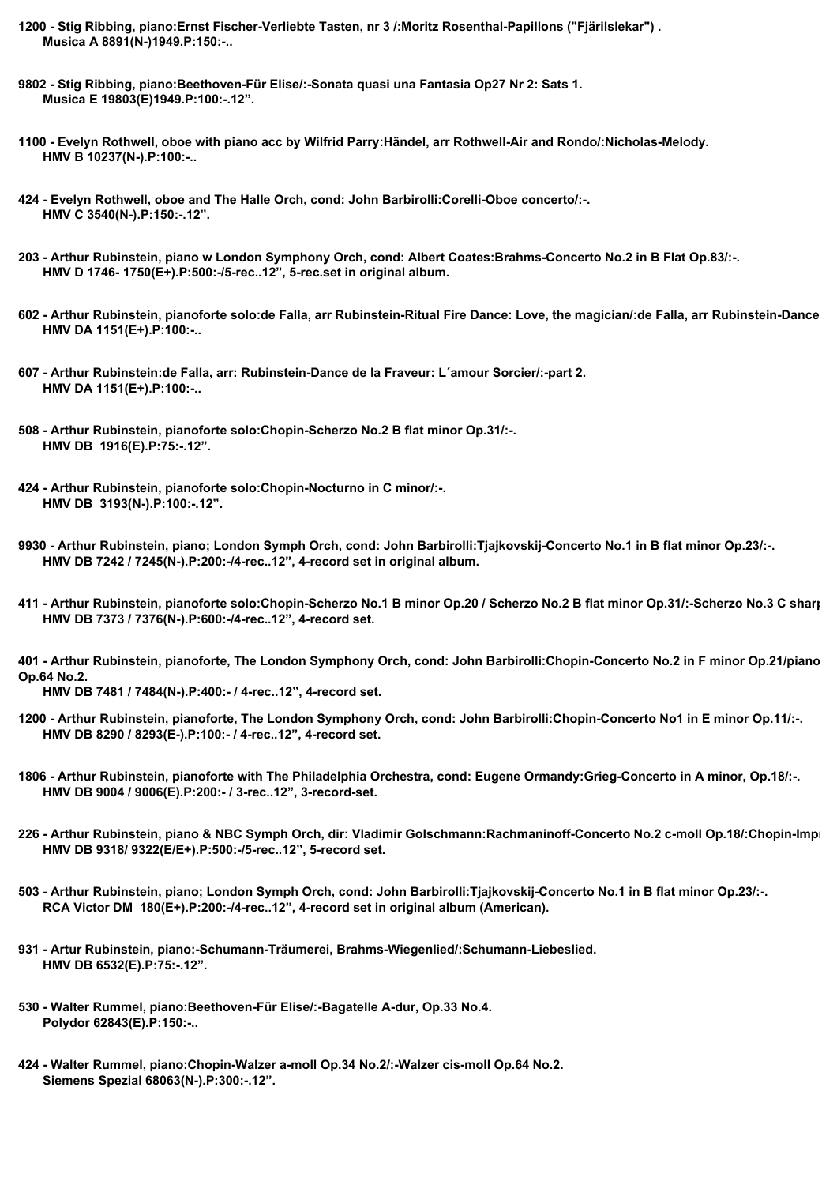**1200 - Stig Ribbing, piano:Ernst Fischer-Verliebte Tasten, nr 3 /:Moritz Rosenthal-Papillons ("Fjärilslekar") .**
**Musica A 8891(N-)1949.P:150:-..**

**9802 - Stig Ribbing, piano:Beethoven-Für Elise/:-Sonata quasi una Fantasia Op27 Nr 2: Sats 1.**
**Musica E 19803(E)1949.P:100:-.12".**

**1100 - Evelyn Rothwell, oboe with piano acc by Wilfrid Parry:Händel, arr Rothwell-Air and Rondo/:Nicholas-Melody.**
**HMV B 10237(N-).P:100:-..**

**424 - Evelyn Rothwell, oboe and The Halle Orch, cond: John Barbirolli:Corelli-Oboe concerto/:-.**
**HMV C 3540(N-).P:150:-.12".**

**203 - Arthur Rubinstein, piano w London Symphony Orch, cond: Albert Coates:Brahms-Concerto No.2 in B Flat Op.83/:-.**
**HMV D 1746- 1750(E+).P:500:-/5-rec..12", 5-rec.set in original album.**

**602 - Arthur Rubinstein, pianoforte solo:de Falla, arr Rubinstein-Ritual Fire Dance: Love, the magician/:de Falla, arr Rubinstein-Dance**
**HMV DA 1151(E+).P:100:-..**

**607 - Arthur Rubinstein:de Falla, arr: Rubinstein-Dance de la Fraveur: L´amour Sorcier/:-part 2.**
**HMV DA 1151(E+).P:100:-..**

**508 - Arthur Rubinstein, pianoforte solo:Chopin-Scherzo No.2 B flat minor Op.31/:-.**
**HMV DB 1916(E).P:75:-.12".**

**424 - Arthur Rubinstein, pianoforte solo:Chopin-Nocturno in C minor/:-.**
**HMV DB 3193(N-).P:100:-.12".**

**9930 - Arthur Rubinstein, piano; London Symph Orch, cond: John Barbirolli:Tjajkovskij-Concerto No.1 in B flat minor Op.23/:-.**
**HMV DB 7242 / 7245(N-).P:200:-/4-rec..12", 4-record set in original album.**

**411 - Arthur Rubinstein, pianoforte solo:Chopin-Scherzo No.1 B minor Op.20 / Scherzo No.2 B flat minor Op.31/:-Scherzo No.3 C sharp**
**HMV DB 7373 / 7376(N-).P:600:-/4-rec..12", 4-record set.**

**401 - Arthur Rubinstein, pianoforte, The London Symphony Orch, cond: John Barbirolli:Chopin-Concerto No.2 in F minor Op.21/piano Op.64 No.2.**
**HMV DB 7481 / 7484(N-).P:400:- / 4-rec..12", 4-record set.**

**1200 - Arthur Rubinstein, pianoforte, The London Symphony Orch, cond: John Barbirolli:Chopin-Concerto No1 in E minor Op.11/:-.**
**HMV DB 8290 / 8293(E-).P:100:- / 4-rec..12", 4-record set.**

**1806 - Arthur Rubinstein, pianoforte with The Philadelphia Orchestra, cond: Eugene Ormandy:Grieg-Concerto in A minor, Op.18/:-.**
**HMV DB 9004 / 9006(E).P:200:- / 3-rec..12", 3-record-set.**

**226 - Arthur Rubinstein, piano & NBC Symph Orch, dir: Vladimir Golschmann:Rachmaninoff-Concerto No.2 c-moll Op.18/:Chopin-Impr**
**HMV DB 9318/ 9322(E/E+).P:500:-/5-rec..12", 5-record set.**

**503 - Arthur Rubinstein, piano; London Symph Orch, cond: John Barbirolli:Tjajkovskij-Concerto No.1 in B flat minor Op.23/:-.**
**RCA Victor DM 180(E+).P:200:-/4-rec..12", 4-record set in original album (American).**

**931 - Artur Rubinstein, piano:-Schumann-Träumerei, Brahms-Wiegenlied/:Schumann-Liebeslied.**
**HMV DB 6532(E).P:75:-.12".**

**530 - Walter Rummel, piano:Beethoven-Für Elise/:-Bagatelle A-dur, Op.33 No.4.**
**Polydor 62843(E).P:150:-..**

**424 - Walter Rummel, piano:Chopin-Walzer a-moll Op.34 No.2/:-Walzer cis-moll Op.64 No.2.**
**Siemens Spezial 68063(N-).P:300:-.12".**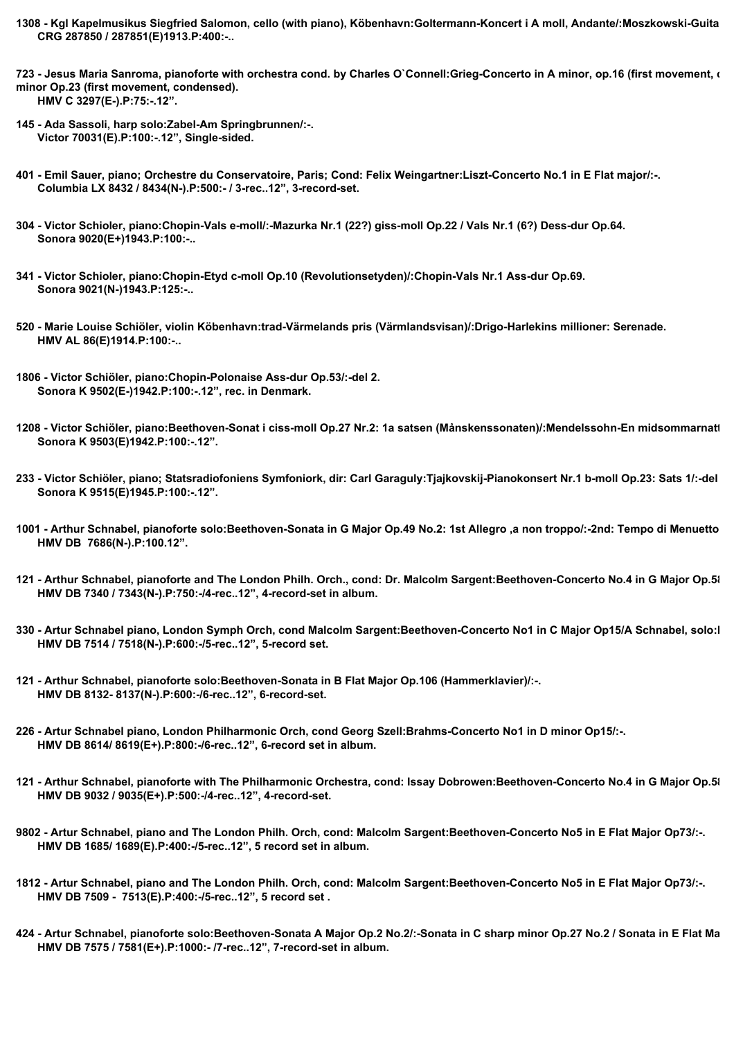**1308 - Kgl Kapelmusikus Siegfried Salomon, cello (with piano), Köbenhavn:Goltermann-Koncert i A moll, Andante/:Moszkowski-Guita**
**CRG 287850 / 287851(E)1913.P:400:-..**

**723 - Jesus Maria Sanroma, pianoforte with orchestra cond. by Charles O`Connell:Grieg-Concerto in A minor, op.16 (first movement, c**
**minor Op.23 (first movement, condensed).**
**HMV C 3297(E-).P:75:-.12".**

**145 - Ada Sassoli, harp solo:Zabel-Am Springbrunnen/:-.**
**Victor 70031(E).P:100:-.12", Single-sided.**

**401 - Emil Sauer, piano; Orchestre du Conservatoire, Paris; Cond: Felix Weingartner:Liszt-Concerto No.1 in E Flat major/:-.**
**Columbia LX 8432 / 8434(N-).P:500:- / 3-rec..12", 3-record-set.**

**304 - Victor Schioler, piano:Chopin-Vals e-moll/:-Mazurka Nr.1 (22?) giss-moll Op.22 / Vals Nr.1 (6?) Dess-dur Op.64.**
**Sonora 9020(E+)1943.P:100:-..**

**341 - Victor Schioler, piano:Chopin-Etyd c-moll Op.10 (Revolutionsetyden)/:Chopin-Vals Nr.1 Ass-dur Op.69.**
**Sonora 9021(N-)1943.P:125:-..**

**520 - Marie Louise Schiöler, violin Köbenhavn:trad-Värmelands pris (Värmlandsvisan)/:Drigo-Harlekins millioner: Serenade.**
**HMV AL 86(E)1914.P:100:-..**

**1806 - Victor Schiöler, piano:Chopin-Polonaise Ass-dur Op.53/:-del 2.**
**Sonora K 9502(E-)1942.P:100:-.12", rec. in Denmark.**

**1208 - Victor Schiöler, piano:Beethoven-Sonat i ciss-moll Op.27 Nr.2: 1a satsen (Månskenssonaten)/:Mendelssohn-En midsommarnatt**
**Sonora K 9503(E)1942.P:100:-.12".**

**233 - Victor Schiöler, piano; Statsradiofoniens Symfoniork, dir: Carl Garaguly:Tjajkovskij-Pianokonsert Nr.1 b-moll Op.23: Sats 1/:-del**
**Sonora K 9515(E)1945.P:100:-.12".**

**1001 - Arthur Schnabel, pianoforte solo:Beethoven-Sonata in G Major Op.49 No.2: 1st Allegro ,a non troppo/:-2nd: Tempo di Menuetto**
**HMV DB 7686(N-).P:100.12".**

**121 - Arthur Schnabel, pianoforte and The London Philh. Orch., cond: Dr. Malcolm Sargent:Beethoven-Concerto No.4 in G Major Op.58**
**HMV DB 7340 / 7343(N-).P:750:-/4-rec..12", 4-record-set in album.**

**330 - Artur Schnabel piano, London Symph Orch, cond Malcolm Sargent:Beethoven-Concerto No1 in C Major Op15/A Schnabel, solo:I**
**HMV DB 7514 / 7518(N-).P:600:-/5-rec..12", 5-record set.**

**121 - Arthur Schnabel, pianoforte solo:Beethoven-Sonata in B Flat Major Op.106 (Hammerklavier)/:-.**
**HMV DB 8132- 8137(N-).P:600:-/6-rec..12", 6-record-set.**

**226 - Artur Schnabel piano, London Philharmonic Orch, cond Georg Szell:Brahms-Concerto No1 in D minor Op15/:-.**
**HMV DB 8614/ 8619(E+).P:800:-/6-rec..12", 6-record set in album.**

**121 - Arthur Schnabel, pianoforte with The Philharmonic Orchestra, cond: Issay Dobrowen:Beethoven-Concerto No.4 in G Major Op.58**
**HMV DB 9032 / 9035(E+).P:500:-/4-rec..12", 4-record-set.**

**9802 - Artur Schnabel, piano and The London Philh. Orch, cond: Malcolm Sargent:Beethoven-Concerto No5 in E Flat Major Op73/:-.**
**HMV DB 1685/ 1689(E).P:400:-/5-rec..12", 5 record set in album.**

**1812 - Artur Schnabel, piano and The London Philh. Orch, cond: Malcolm Sargent:Beethoven-Concerto No5 in E Flat Major Op73/:-.**
**HMV DB 7509 - 7513(E).P:400:-/5-rec..12", 5 record set .**

**424 - Artur Schnabel, pianoforte solo:Beethoven-Sonata A Major Op.2 No.2/:-Sonata in C sharp minor Op.27 No.2 / Sonata in E Flat Ma**
**HMV DB 7575 / 7581(E+).P:1000:- /7-rec..12", 7-record-set in album.**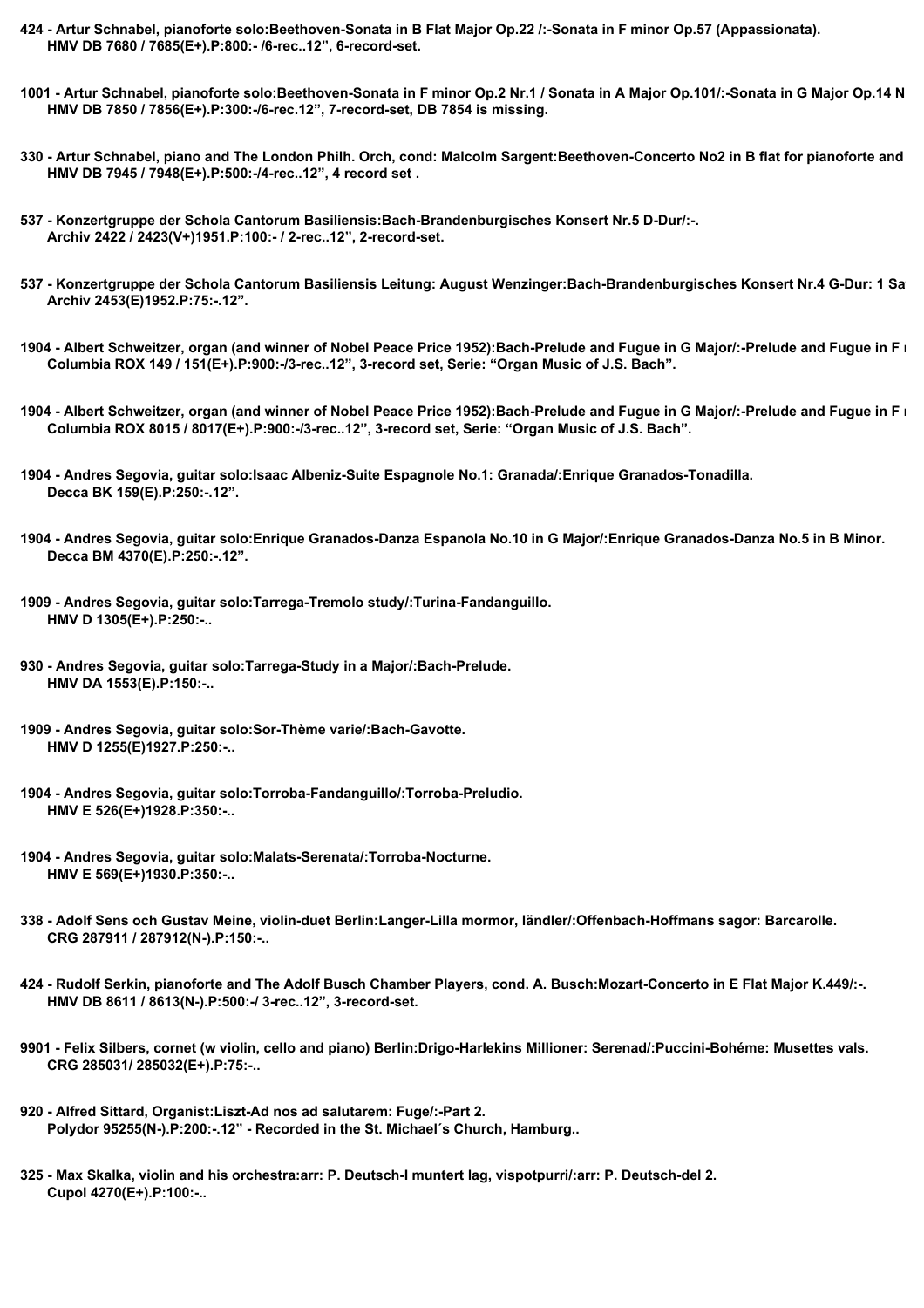**424 - Artur Schnabel, pianoforte solo:Beethoven-Sonata in B Flat Major Op.22 /:-Sonata in F minor Op.57 (Appassionata).**
**HMV DB 7680 / 7685(E+).P:800:- /6-rec..12", 6-record-set.**

**1001 - Artur Schnabel, pianoforte solo:Beethoven-Sonata in F minor Op.2 Nr.1 / Sonata in A Major Op.101/:-Sonata in G Major Op.14 N**
**HMV DB 7850 / 7856(E+).P:300:-/6-rec.12", 7-record-set, DB 7854 is missing.**

**330 - Artur Schnabel, piano and The London Philh. Orch, cond: Malcolm Sargent:Beethoven-Concerto No2 in B flat for pianoforte and**
**HMV DB 7945 / 7948(E+).P:500:-/4-rec..12", 4 record set .**

**537 - Konzertgruppe der Schola Cantorum Basiliensis:Bach-Brandenburgisches Konsert Nr.5 D-Dur/:-.**
**Archiv 2422 / 2423(V+)1951.P:100:- / 2-rec..12", 2-record-set.**

**537 - Konzertgruppe der Schola Cantorum Basiliensis Leitung: August Wenzinger:Bach-Brandenburgisches Konsert Nr.4 G-Dur: 1 Sa**
**Archiv 2453(E)1952.P:75:-.12".**

**1904 - Albert Schweitzer, organ (and winner of Nobel Peace Price 1952):Bach-Prelude and Fugue in G Major/:-Prelude and Fugue in F**
**Columbia ROX 149 / 151(E+).P:900:-/3-rec..12", 3-record set, Serie: "Organ Music of J.S. Bach".**

**1904 - Albert Schweitzer, organ (and winner of Nobel Peace Price 1952):Bach-Prelude and Fugue in G Major/:-Prelude and Fugue in F**
**Columbia ROX 8015 / 8017(E+).P:900:-/3-rec..12", 3-record set, Serie: "Organ Music of J.S. Bach".**

**1904 - Andres Segovia, guitar solo:Isaac Albeniz-Suite Espagnole No.1: Granada/:Enrique Granados-Tonadilla.**
**Decca BK 159(E).P:250:-.12".**

**1904 - Andres Segovia, guitar solo:Enrique Granados-Danza Espanola No.10 in G Major/:Enrique Granados-Danza No.5 in B Minor.**
**Decca BM 4370(E).P:250:-.12".**

**1909 - Andres Segovia, guitar solo:Tarrega-Tremolo study/:Turina-Fandanguillo.**
**HMV D 1305(E+).P:250:-..**

**930 - Andres Segovia, guitar solo:Tarrega-Study in a Major/:Bach-Prelude.**
**HMV DA 1553(E).P:150:-..**

**1909 - Andres Segovia, guitar solo:Sor-Thème varie/:Bach-Gavotte.**
**HMV D 1255(E)1927.P:250:-..**

**1904 - Andres Segovia, guitar solo:Torroba-Fandanguillo/:Torroba-Preludio.**
**HMV E 526(E+)1928.P:350:-..**

**1904 - Andres Segovia, guitar solo:Malats-Serenata/:Torroba-Nocturne.**
**HMV E 569(E+)1930.P:350:-..**

**338 - Adolf Sens och Gustav Meine, violin-duet Berlin:Langer-Lilla mormor, ländler/:Offenbach-Hoffmans sagor: Barcarolle.**
**CRG 287911 / 287912(N-).P:150:-..**

**424 - Rudolf Serkin, pianoforte and The Adolf Busch Chamber Players, cond. A. Busch:Mozart-Concerto in E Flat Major K.449/:-.**
**HMV DB 8611 / 8613(N-).P:500:-/ 3-rec..12", 3-record-set.**

**9901 - Felix Silbers, cornet (w violin, cello and piano) Berlin:Drigo-Harlekins Millioner: Serenad/:Puccini-Bohéme: Musettes vals.**
**CRG 285031/ 285032(E+).P:75:-..**

**920 - Alfred Sittard, Organist:Liszt-Ad nos ad salutarem: Fuge/:-Part 2.**
**Polydor 95255(N-).P:200:-.12" - Recorded in the St. Michael´s Church, Hamburg..**

**325 - Max Skalka, violin and his orchestra:arr: P. Deutsch-I muntert lag, vispotpurri/:arr: P. Deutsch-del 2.**
**Cupol 4270(E+).P:100:-..**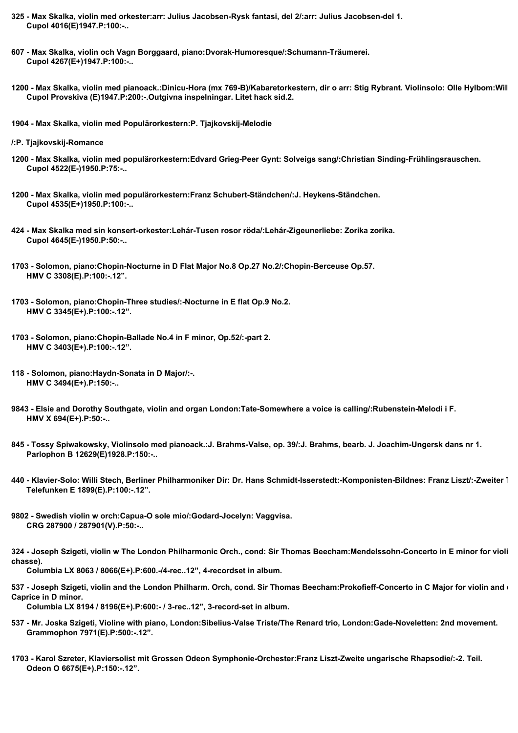**325 - Max Skalka, violin med orkester:arr: Julius Jacobsen-Rysk fantasi, del 2/:arr: Julius Jacobsen-del 1.**
**Cupol 4016(E)1947.P:100:-..**

**607 - Max Skalka, violin och Vagn Borggaard, piano:Dvorak-Humoresque/:Schumann-Träumerei.**
**Cupol 4267(E+)1947.P:100:-..**

**1200 - Max Skalka, violin med pianoack.:Dinicu-Hora (mx 769-B)/Kabaretorkestern, dir o arr: Stig Rybrant. Violinsolo: Olle Hylbom:Wil**
**Cupol Provskiva (E)1947.P:200:-.Outgivna inspelningar. Litet hack sid.2.**

**1904 - Max Skalka, violin med Populärorkestern:P. Tjajkovskij-Melodie**

**/:P. Tjajkovskij-Romance**

**1200 - Max Skalka, violin med populärorkestern:Edvard Grieg-Peer Gynt: Solveigs sang/:Christian Sinding-Frühlingsrauschen.**
**Cupol 4522(E-)1950.P:75:-..**

**1200 - Max Skalka, violin med populärorkestern:Franz Schubert-Ständchen/:J. Heykens-Ständchen.**
**Cupol 4535(E+)1950.P:100:-..**

**424 - Max Skalka med sin konsert-orkester:Lehár-Tusen rosor röda/:Lehár-Zigeunerliebe: Zorika zorika.**
**Cupol 4645(E-)1950.P:50:-..**

**1703 - Solomon, piano:Chopin-Nocturne in D Flat Major No.8 Op.27 No.2/:Chopin-Berceuse Op.57.**
**HMV C 3308(E).P:100:-.12".**

**1703 - Solomon, piano:Chopin-Three studies/:-Nocturne in E flat Op.9 No.2.**
**HMV C 3345(E+).P:100:-.12".**

**1703 - Solomon, piano:Chopin-Ballade No.4 in F minor, Op.52/:-part 2.**
**HMV C 3403(E+).P:100:-.12".**

**118 - Solomon, piano:Haydn-Sonata in D Major/:-.**
**HMV C 3494(E+).P:150:-..**

**9843 - Elsie and Dorothy Southgate, violin and organ London:Tate-Somewhere a voice is calling/:Rubenstein-Melodi i F.**
**HMV X 694(E+).P:50:-..**

**845 - Tossy Spiwakowsky, Violinsolo med pianoack.:J. Brahms-Valse, op. 39/:J. Brahms, bearb. J. Joachim-Ungersk dans nr 1.**
**Parlophon B 12629(E)1928.P:150:-..**

**440 - Klavier-Solo: Willi Stech, Berliner Philharmoniker Dir: Dr. Hans Schmidt-Isserstedt:-Komponisten-Bildnes: Franz Liszt/:-Zweiter T**
**Telefunken E 1899(E).P:100:-.12".**

**9802 - Swedish violin w orch:Capua-O sole mio/:Godard-Jocelyn: Vaggvisa.**
**CRG 287900 / 287901(V).P:50:-..**

**324 - Joseph Szigeti, violin w The London Philharmonic Orch., cond: Sir Thomas Beecham:Mendelssohn-Concerto in E minor for violi chasse).**
**Columbia LX 8063 / 8066(E+).P:600.-/4-rec..12", 4-recordset in album.**

**537 - Joseph Szigeti, violin and the London Philharm. Orch, cond. Sir Thomas Beecham:Prokofieff-Concerto in C Major for violin and Caprice in D minor.**
**Columbia LX 8194 / 8196(E+).P:600:- / 3-rec..12", 3-record-set in album.**

**537 - Mr. Joska Szigeti, Violine with piano, London:Sibelius-Valse Triste/The Renard trio, London:Gade-Noveletten: 2nd movement.**
**Grammophon 7971(E).P:500:-.12".**

**1703 - Karol Szreter, Klaviersolist mit Grossen Odeon Symphonie-Orchester:Franz Liszt-Zweite ungarische Rhapsodie/:-2. Teil.**
**Odeon O 6675(E+).P:150:-.12".**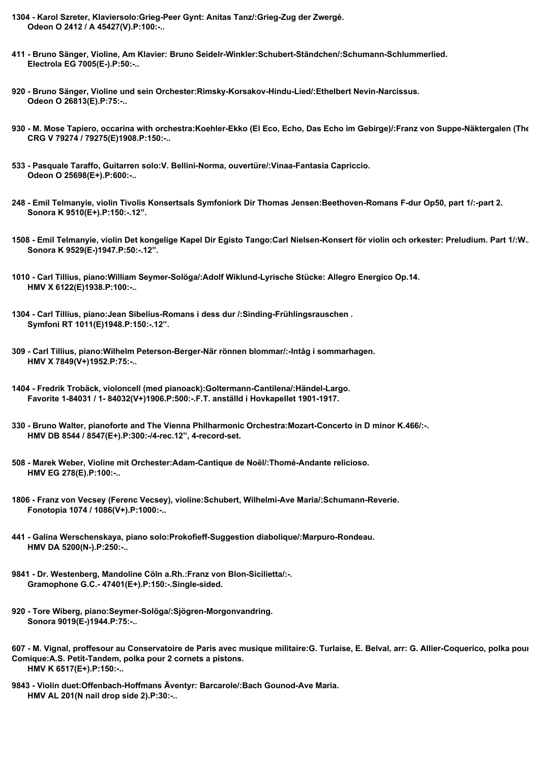**1304 - Karol Szreter, Klaviersolo:Grieg-Peer Gynt: Anitas Tanz/:Grieg-Zug der Zwergé.**
**Odeon O 2412 / A 45427(V).P:100:-..**

**411 - Bruno Sänger, Violine, Am Klavier: Bruno Seidelr-Winkler:Schubert-Ständchen/:Schumann-Schlummerlied.**
**Electrola EG 7005(E-).P:50:-..**

**920 - Bruno Sänger, Violine und sein Orchester:Rimsky-Korsakov-Hindu-Lied/:Ethelbert Nevin-Narcissus.**
**Odeon O 26813(E).P:75:-..**

**930 - M. Mose Tapiero, occarina with orchestra:Koehler-Ekko (El Eco, Echo, Das Echo im Gebirge)/:Franz von Suppe-Näktergalen (The**
**CRG V 79274 / 79275(E)1908.P:150:-..**

**533 - Pasquale Taraffo, Guitarren solo:V. Bellini-Norma, ouvertüre/:Vinaa-Fantasia Capriccio.**
**Odeon O 25698(E+).P:600:-..**

**248 - Emil Telmanyie, violin Tivolis Konsertsals Symfoniork Dir Thomas Jensen:Beethoven-Romans F-dur Op50, part 1/:-part 2.**
**Sonora K 9510(E+).P:150:-.12".**

**1508 - Emil Telmanyie, violin Det kongelige Kapel Dir Egisto Tango:Carl Nielsen-Konsert för violin och orkester: Preludium. Part 1/:W.**
**Sonora K 9529(E-)1947.P:50:-.12".**

**1010 - Carl Tillius, piano:William Seymer-Solöga/:Adolf Wiklund-Lyrische Stücke: Allegro Energico Op.14.**
**HMV X 6122(E)1938.P:100:-..**

**1304 - Carl Tillius, piano:Jean Sibelius-Romans i dess dur /:Sinding-Frühlingsrauschen .**
**Symfoni RT 1011(E)1948.P:150:-.12".**

**309 - Carl Tillius, piano:Wilhelm Peterson-Berger-När rönnen blommar/:-Intåg i sommarhagen.**
**HMV X 7849(V+)1952.P:75:-..**

**1404 - Fredrik Trobäck, violoncell (med pianoack):Goltermann-Cantilena/:Händel-Largo.**
**Favorite 1-84031 / 1- 84032(V+)1906.P:500:-.F.T. anställd i Hovkapellet 1901-1917.**

**330 - Bruno Walter, pianoforte and The Vienna Philharmonic Orchestra:Mozart-Concerto in D minor K.466/:-.**
**HMV DB 8544 / 8547(E+).P:300:-/4-rec.12", 4-record-set.**

**508 - Marek Weber, Violine mit Orchester:Adam-Cantique de Noël/:Thomé-Andante relicioso.**
**HMV EG 278(E).P:100:-..**

**1806 - Franz von Vecsey (Ferenc Vecsey), violine:Schubert, Wilhelmi-Ave Maria/:Schumann-Reverie.**
**Fonotopia 1074 / 1086(V+).P:1000:-..**

**441 - Galina Werschenskaya, piano solo:Prokofieff-Suggestion diabolique/:Marpuro-Rondeau.**
**HMV DA 5200(N-).P:250:-..**

**9841 - Dr. Westenberg, Mandoline Cöln a.Rh.:Franz von Blon-Sicilietta/:-.**
**Gramophone G.C.- 47401(E+).P:150:-.Single-sided.**

**920 - Tore Wiberg, piano:Seymer-Solöga/:Sjögren-Morgonvandring.**
**Sonora 9019(E-)1944.P:75:-..**

**607 - M. Vignal, proffesour au Conservatoire de Paris avec musique militaire:G. Turlaise, E. Belval, arr: G. Allier-Coquerico, polka pour**
**Comique:A.S. Petit-Tandem, polka pour 2 cornets a pistons.**
**HMV K 6517(E+).P:150:-..**

**9843 - Violin duet:Offenbach-Hoffmans Äventyr: Barcarole/:Bach Gounod-Ave Maria.**
**HMV AL 201(N nail drop side 2).P:30:-..**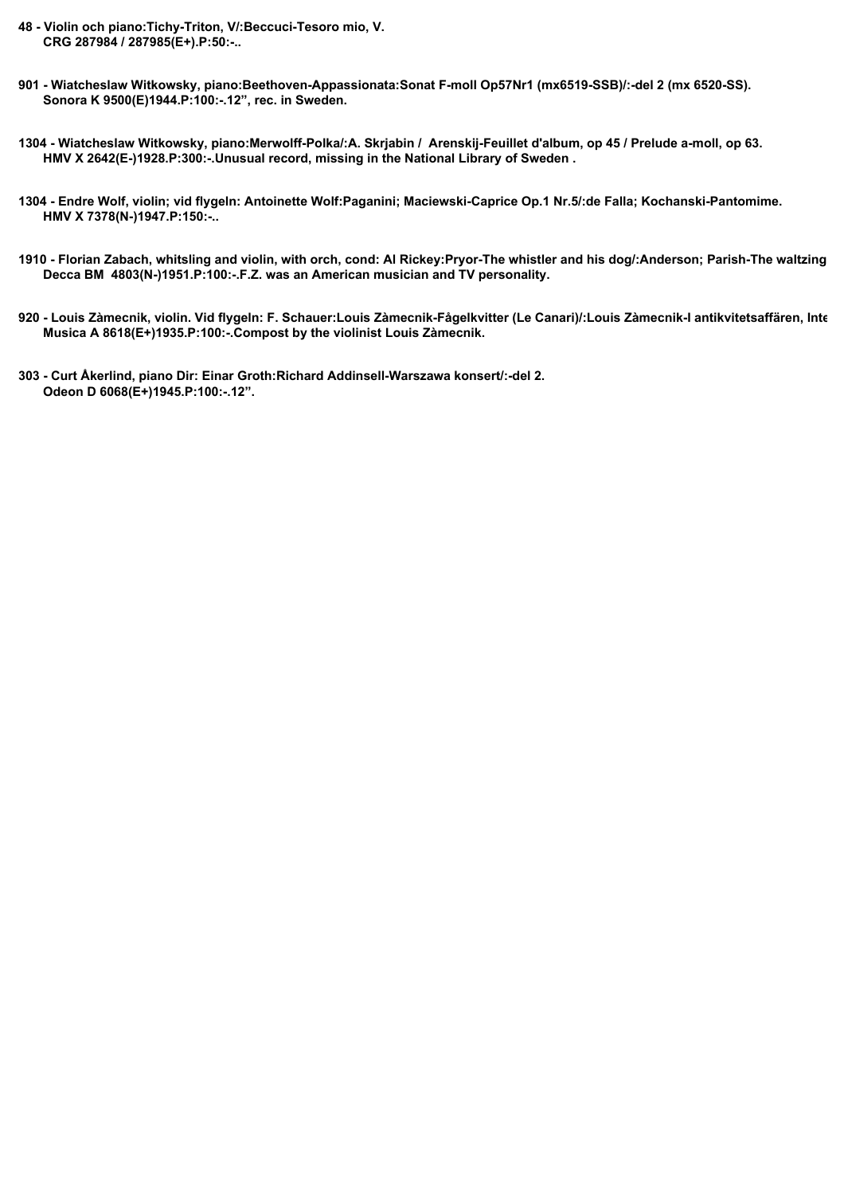**48 - Violin och piano:Tichy-Triton, V/:Beccuci-Tesoro mio, V.**
**CRG 287984 / 287985(E+).P:50:-..**

**901 - Wiatcheslaw Witkowsky, piano:Beethoven-Appassionata:Sonat F-moll Op57Nr1 (mx6519-SSB)/:-del 2 (mx 6520-SS).**
**Sonora K 9500(E)1944.P:100:-.12", rec. in Sweden.**

**1304 - Wiatcheslaw Witkowsky, piano:Merwolff-Polka/:A. Skrjabin / Arenskij-Feuillet d'album, op 45 / Prelude a-moll, op 63.**
**HMV X 2642(E-)1928.P:300:-.Unusual record, missing in the National Library of Sweden .**

**1304 - Endre Wolf, violin; vid flygeln: Antoinette Wolf:Paganini; Maciewski-Caprice Op.1 Nr.5/:de Falla; Kochanski-Pantomime.**
**HMV X 7378(N-)1947.P:150:-..**

**1910 - Florian Zabach, whitsling and violin, with orch, cond: Al Rickey:Pryor-The whistler and his dog/:Anderson; Parish-The waltzing**
**Decca BM 4803(N-)1951.P:100:-.F.Z. was an American musician and TV personality.**

**920 - Louis Zàmecnik, violin. Vid flygeln: F. Schauer:Louis Zàmecnik-Fågelkvitter (Le Canari)/:Louis Zàmecnik-I antikvitetsaffären, Inte**
**Musica A 8618(E+)1935.P:100:-.Compost by the violinist Louis Zàmecnik.**

**303 - Curt Åkerlind, piano Dir: Einar Groth:Richard Addinsell-Warszawa konsert/:-del 2.**
**Odeon D 6068(E+)1945.P:100:-.12".**